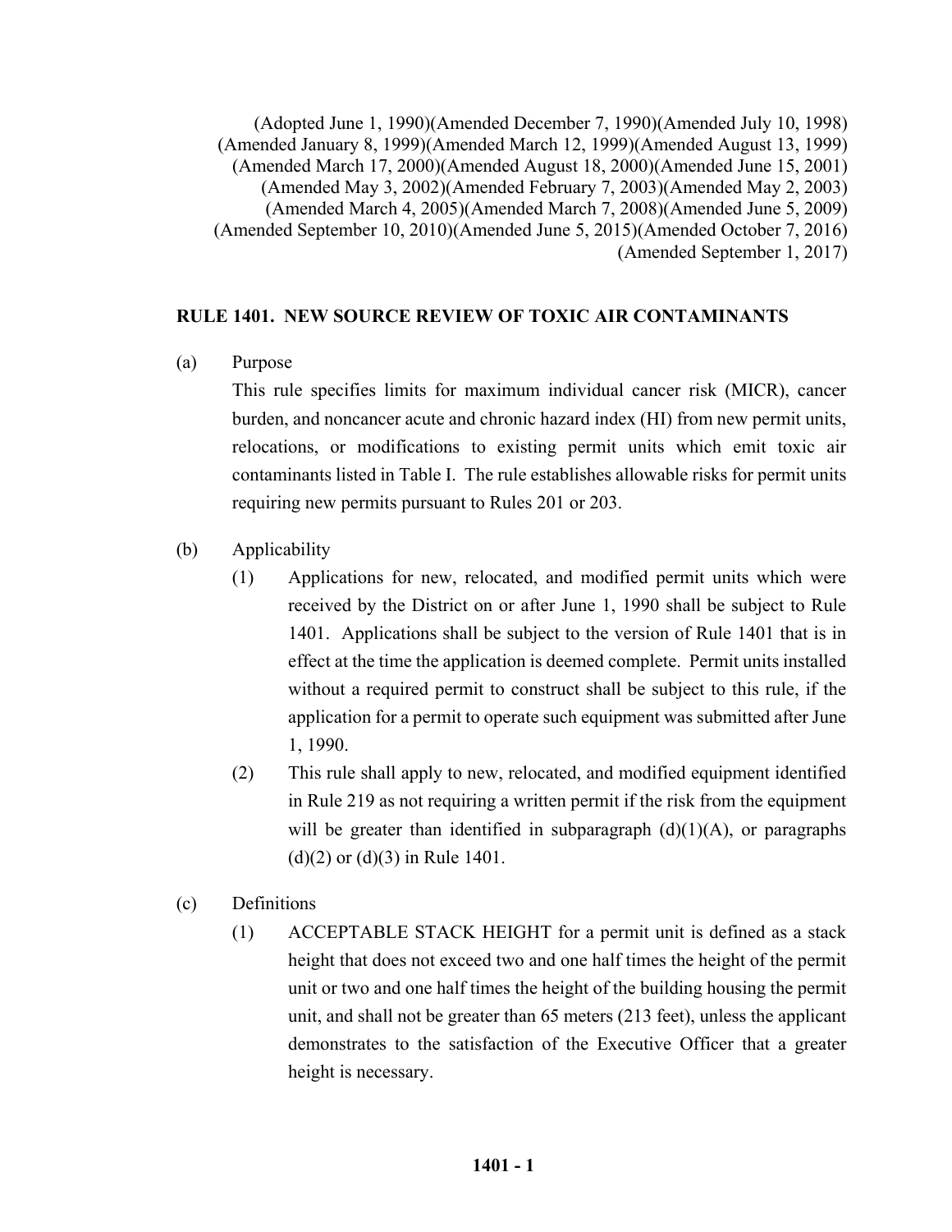(Adopted June 1, 1990)(Amended December 7, 1990)(Amended July 10, 1998)
(Amended January 8, 1999)(Amended March 12, 1999)(Amended August 13, 1999)
(Amended March 17, 2000)(Amended August 18, 2000)(Amended June 15, 2001)
(Amended May 3, 2002)(Amended February 7, 2003)(Amended May 2, 2003)
(Amended March 4, 2005)(Amended March 7, 2008)(Amended June 5, 2009)
(Amended September 10, 2010)(Amended June 5, 2015)(Amended October 7, 2016)
(Amended September 1, 2017)

# RULE 1401. NEW SOURCE REVIEW OF TOXIC AIR CONTAMINANTS

(a) Purpose

This rule specifies limits for maximum individual cancer risk (MICR), cancer burden, and noncancer acute and chronic hazard index (HI) from new permit units, relocations, or modifications to existing permit units which emit toxic air contaminants listed in Table I. The rule establishes allowable risks for permit units requiring new permits pursuant to Rules 201 or 203.

(b) Applicability

(1) Applications for new, relocated, and modified permit units which were received by the District on or after June 1, 1990 shall be subject to Rule 1401. Applications shall be subject to the version of Rule 1401 that is in effect at the time the application is deemed complete. Permit units installed without a required permit to construct shall be subject to this rule, if the application for a permit to operate such equipment was submitted after June 1, 1990.

(2) This rule shall apply to new, relocated, and modified equipment identified in Rule 219 as not requiring a written permit if the risk from the equipment will be greater than identified in subparagraph (d)(1)(A), or paragraphs (d)(2) or (d)(3) in Rule 1401.

(c) Definitions

(1) ACCEPTABLE STACK HEIGHT for a permit unit is defined as a stack height that does not exceed two and one half times the height of the permit unit or two and one half times the height of the building housing the permit unit, and shall not be greater than 65 meters (213 feet), unless the applicant demonstrates to the satisfaction of the Executive Officer that a greater height is necessary.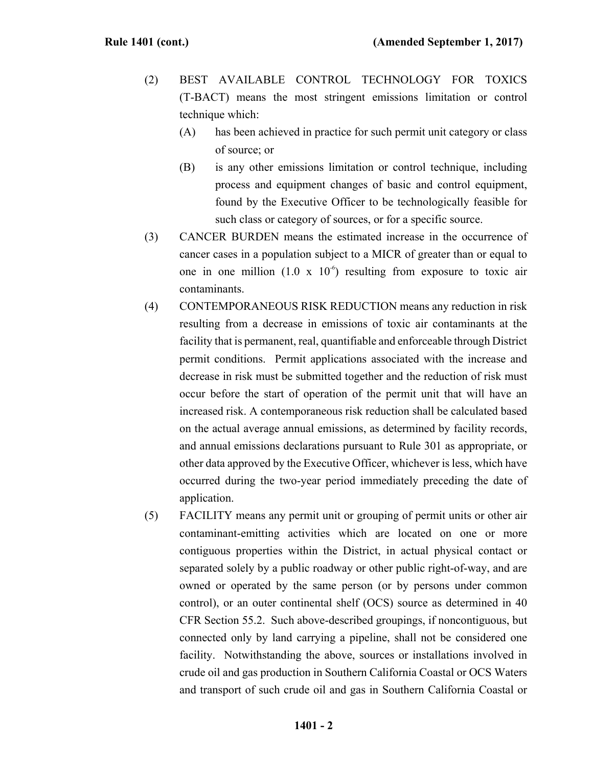(2) BEST AVAILABLE CONTROL TECHNOLOGY FOR TOXICS (T-BACT) means the most stringent emissions limitation or control technique which:

   (A) has been achieved in practice for such permit unit category or class of source; or

   (B) is any other emissions limitation or control technique, including process and equipment changes of basic and control equipment, found by the Executive Officer to be technologically feasible for such class or category of sources, or for a specific source.

(3) CANCER BURDEN means the estimated increase in the occurrence of cancer cases in a population subject to a MICR of greater than or equal to one in one million ($1.0 \times 10^{-6}$) resulting from exposure to toxic air contaminants.

(4) CONTEMPORANEOUS RISK REDUCTION means any reduction in risk resulting from a decrease in emissions of toxic air contaminants at the facility that is permanent, real, quantifiable and enforceable through District permit conditions. Permit applications associated with the increase and decrease in risk must be submitted together and the reduction of risk must occur before the start of operation of the permit unit that will have an increased risk. A contemporaneous risk reduction shall be calculated based on the actual average annual emissions, as determined by facility records, and annual emissions declarations pursuant to Rule 301 as appropriate, or other data approved by the Executive Officer, whichever is less, which have occurred during the two-year period immediately preceding the date of application.

(5) FACILITY means any permit unit or grouping of permit units or other air contaminant-emitting activities which are located on one or more contiguous properties within the District, in actual physical contact or separated solely by a public roadway or other public right-of-way, and are owned or operated by the same person (or by persons under common control), or an outer continental shelf (OCS) source as determined in 40 CFR Section 55.2. Such above-described groupings, if noncontiguous, but connected only by land carrying a pipeline, shall not be considered one facility. Notwithstanding the above, sources or installations involved in crude oil and gas production in Southern California Coastal or OCS Waters and transport of such crude oil and gas in Southern California Coastal or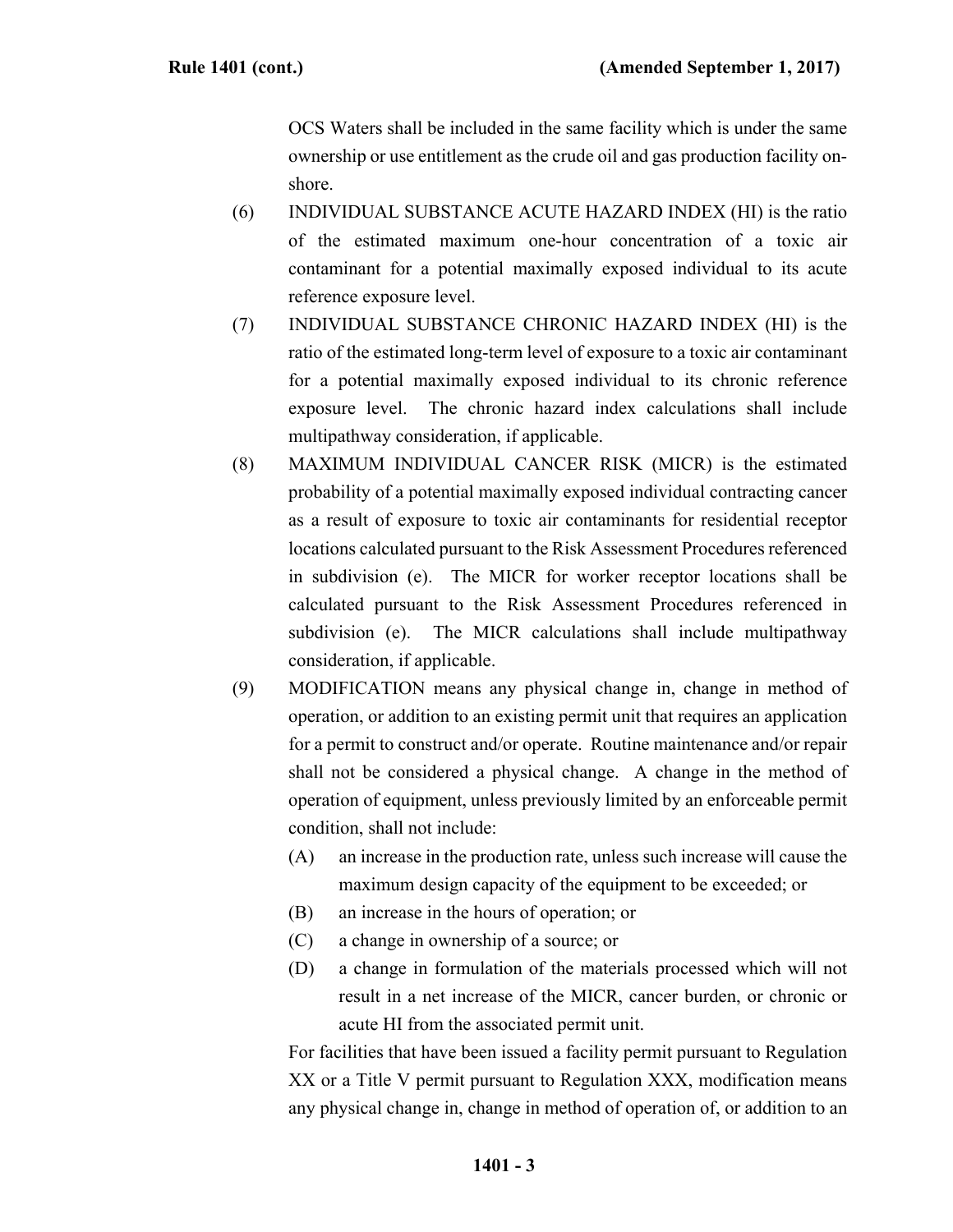OCS Waters shall be included in the same facility which is under the same ownership or use entitlement as the crude oil and gas production facility on-shore.

(6) INDIVIDUAL SUBSTANCE ACUTE HAZARD INDEX (HI) is the ratio of the estimated maximum one-hour concentration of a toxic air contaminant for a potential maximally exposed individual to its acute reference exposure level.

(7) INDIVIDUAL SUBSTANCE CHRONIC HAZARD INDEX (HI) is the ratio of the estimated long-term level of exposure to a toxic air contaminant for a potential maximally exposed individual to its chronic reference exposure level. The chronic hazard index calculations shall include multipathway consideration, if applicable.

(8) MAXIMUM INDIVIDUAL CANCER RISK (MICR) is the estimated probability of a potential maximally exposed individual contracting cancer as a result of exposure to toxic air contaminants for residential receptor locations calculated pursuant to the Risk Assessment Procedures referenced in subdivision (e). The MICR for worker receptor locations shall be calculated pursuant to the Risk Assessment Procedures referenced in subdivision (e). The MICR calculations shall include multipathway consideration, if applicable.

(9) MODIFICATION means any physical change in, change in method of operation, or addition to an existing permit unit that requires an application for a permit to construct and/or operate. Routine maintenance and/or repair shall not be considered a physical change. A change in the method of operation of equipment, unless previously limited by an enforceable permit condition, shall not include:

   (A) an increase in the production rate, unless such increase will cause the maximum design capacity of the equipment to be exceeded; or

   (B) an increase in the hours of operation; or

   (C) a change in ownership of a source; or

   (D) a change in formulation of the materials processed which will not result in a net increase of the MICR, cancer burden, or chronic or acute HI from the associated permit unit.

   For facilities that have been issued a facility permit pursuant to Regulation XX or a Title V permit pursuant to Regulation XXX, modification means any physical change in, change in method of operation of, or addition to an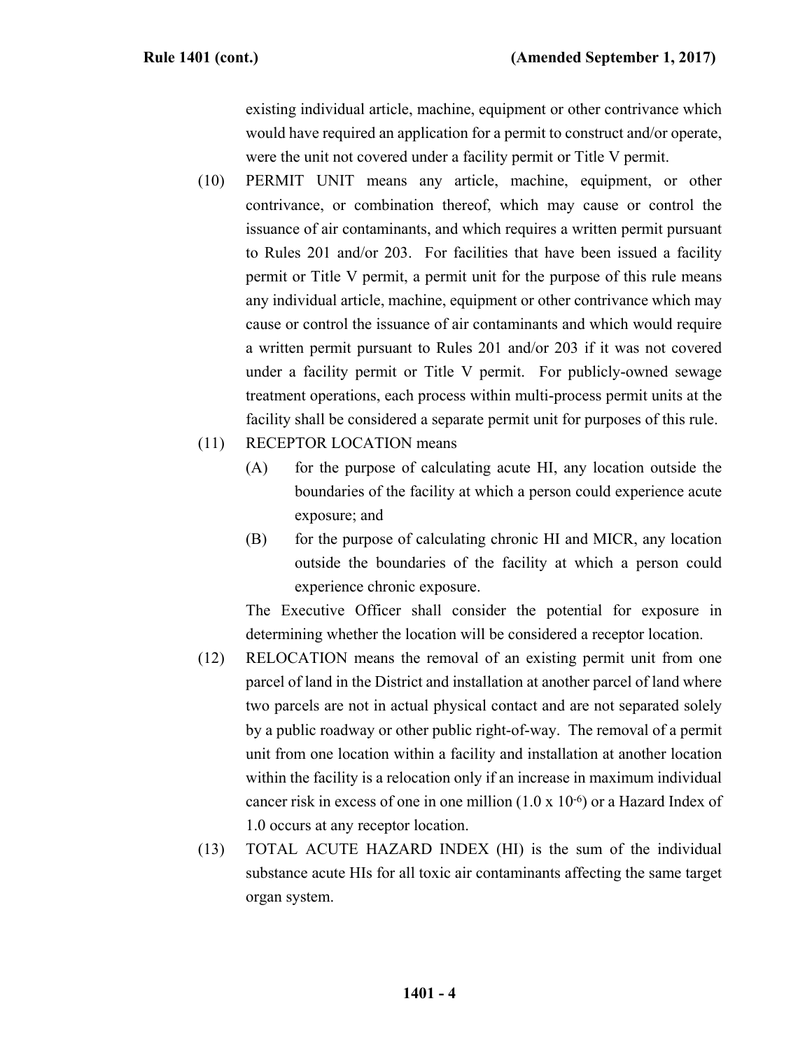existing individual article, machine, equipment or other contrivance which would have required an application for a permit to construct and/or operate, were the unit not covered under a facility permit or Title V permit.

(10) PERMIT UNIT means any article, machine, equipment, or other contrivance, or combination thereof, which may cause or control the issuance of air contaminants, and which requires a written permit pursuant to Rules 201 and/or 203. For facilities that have been issued a facility permit or Title V permit, a permit unit for the purpose of this rule means any individual article, machine, equipment or other contrivance which may cause or control the issuance of air contaminants and which would require a written permit pursuant to Rules 201 and/or 203 if it was not covered under a facility permit or Title V permit. For publicly-owned sewage treatment operations, each process within multi-process permit units at the facility shall be considered a separate permit unit for purposes of this rule.

(11) RECEPTOR LOCATION means

(A) for the purpose of calculating acute HI, any location outside the boundaries of the facility at which a person could experience acute exposure; and

(B) for the purpose of calculating chronic HI and MICR, any location outside the boundaries of the facility at which a person could experience chronic exposure.

The Executive Officer shall consider the potential for exposure in determining whether the location will be considered a receptor location.

(12) RELOCATION means the removal of an existing permit unit from one parcel of land in the District and installation at another parcel of land where two parcels are not in actual physical contact and are not separated solely by a public roadway or other public right-of-way. The removal of a permit unit from one location within a facility and installation at another location within the facility is a relocation only if an increase in maximum individual cancer risk in excess of one in one million ($1.0 \times 10^{-6}$) or a Hazard Index of 1.0 occurs at any receptor location.

(13) TOTAL ACUTE HAZARD INDEX (HI) is the sum of the individual substance acute HIs for all toxic air contaminants affecting the same target organ system.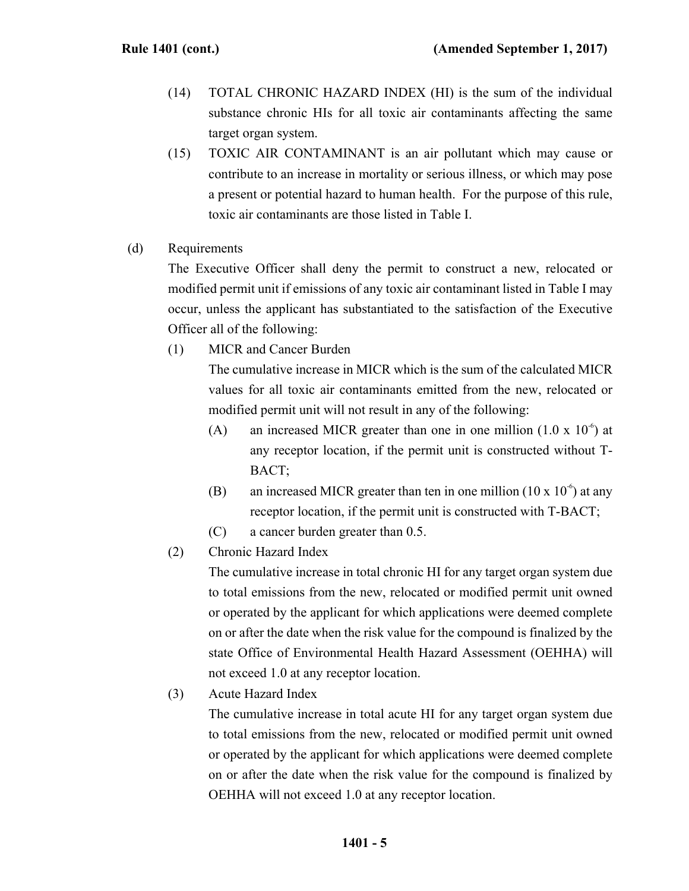(14) TOTAL CHRONIC HAZARD INDEX (HI) is the sum of the individual substance chronic HIs for all toxic air contaminants affecting the same target organ system.

(15) TOXIC AIR CONTAMINANT is an air pollutant which may cause or contribute to an increase in mortality or serious illness, or which may pose a present or potential hazard to human health. For the purpose of this rule, toxic air contaminants are those listed in Table I.

(d) Requirements

The Executive Officer shall deny the permit to construct a new, relocated or modified permit unit if emissions of any toxic air contaminant listed in Table I may occur, unless the applicant has substantiated to the satisfaction of the Executive Officer all of the following:

(1) MICR and Cancer Burden

The cumulative increase in MICR which is the sum of the calculated MICR values for all toxic air contaminants emitted from the new, relocated or modified permit unit will not result in any of the following:

(A) an increased MICR greater than one in one million ($1.0 \times 10^{-6}$) at any receptor location, if the permit unit is constructed without T-BACT;

(B) an increased MICR greater than ten in one million ($10 \times 10^{-6}$) at any receptor location, if the permit unit is constructed with T-BACT;

(C) a cancer burden greater than 0.5.

(2) Chronic Hazard Index

The cumulative increase in total chronic HI for any target organ system due to total emissions from the new, relocated or modified permit unit owned or operated by the applicant for which applications were deemed complete on or after the date when the risk value for the compound is finalized by the state Office of Environmental Health Hazard Assessment (OEHHA) will not exceed 1.0 at any receptor location.

(3) Acute Hazard Index

The cumulative increase in total acute HI for any target organ system due to total emissions from the new, relocated or modified permit unit owned or operated by the applicant for which applications were deemed complete on or after the date when the risk value for the compound is finalized by OEHHA will not exceed 1.0 at any receptor location.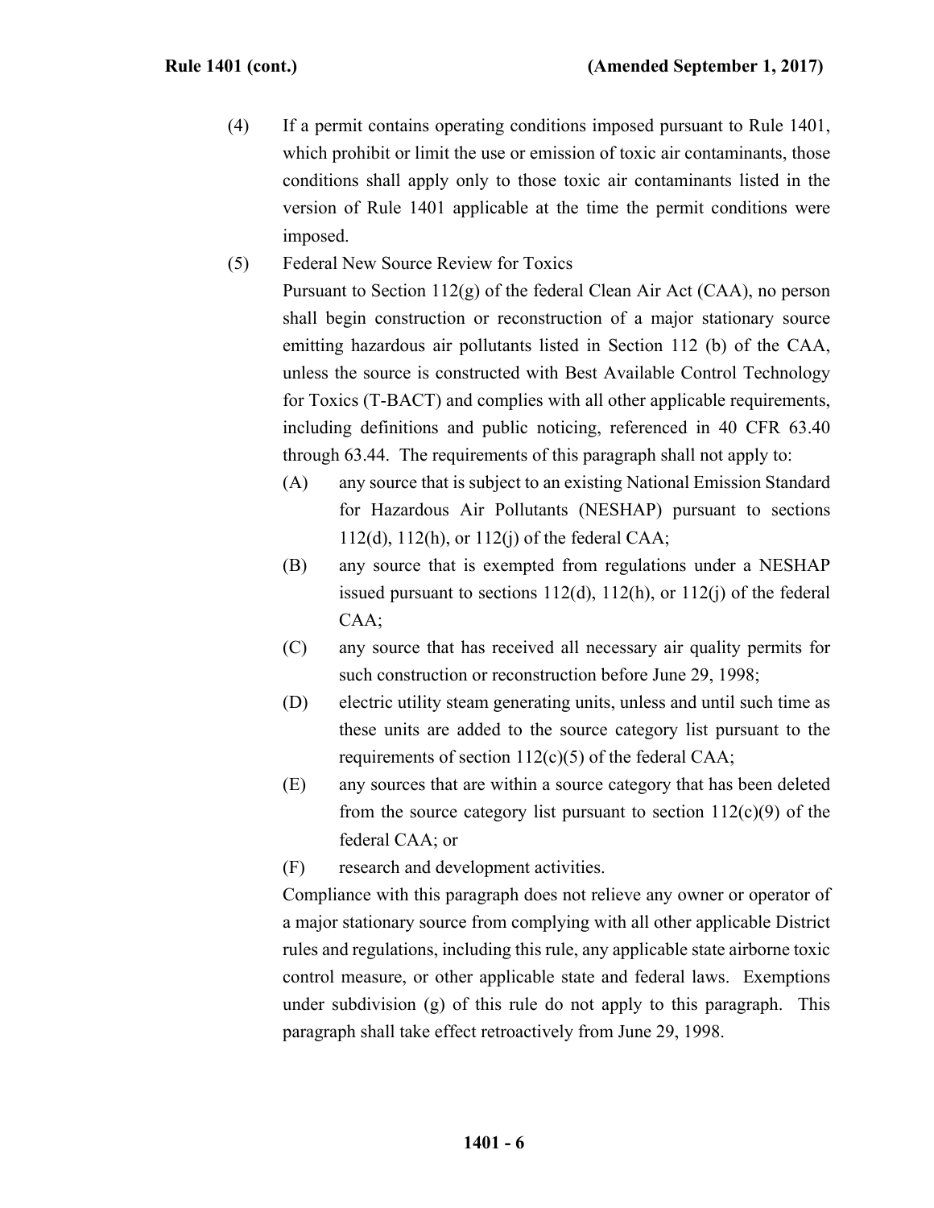(4) If a permit contains operating conditions imposed pursuant to Rule 1401, which prohibit or limit the use or emission of toxic air contaminants, those conditions shall apply only to those toxic air contaminants listed in the version of Rule 1401 applicable at the time the permit conditions were imposed.

(5) Federal New Source Review for Toxics

Pursuant to Section 112(g) of the federal Clean Air Act (CAA), no person shall begin construction or reconstruction of a major stationary source emitting hazardous air pollutants listed in Section 112 (b) of the CAA, unless the source is constructed with Best Available Control Technology for Toxics (T-BACT) and complies with all other applicable requirements, including definitions and public noticing, referenced in 40 CFR 63.40 through 63.44. The requirements of this paragraph shall not apply to:

(A) any source that is subject to an existing National Emission Standard for Hazardous Air Pollutants (NESHAP) pursuant to sections 112(d), 112(h), or 112(j) of the federal CAA;

(B) any source that is exempted from regulations under a NESHAP issued pursuant to sections 112(d), 112(h), or 112(j) of the federal CAA;

(C) any source that has received all necessary air quality permits for such construction or reconstruction before June 29, 1998;

(D) electric utility steam generating units, unless and until such time as these units are added to the source category list pursuant to the requirements of section 112(c)(5) of the federal CAA;

(E) any sources that are within a source category that has been deleted from the source category list pursuant to section 112(c)(9) of the federal CAA; or

(F) research and development activities.

Compliance with this paragraph does not relieve any owner or operator of a major stationary source from complying with all other applicable District rules and regulations, including this rule, any applicable state airborne toxic control measure, or other applicable state and federal laws. Exemptions under subdivision (g) of this rule do not apply to this paragraph. This paragraph shall take effect retroactively from June 29, 1998.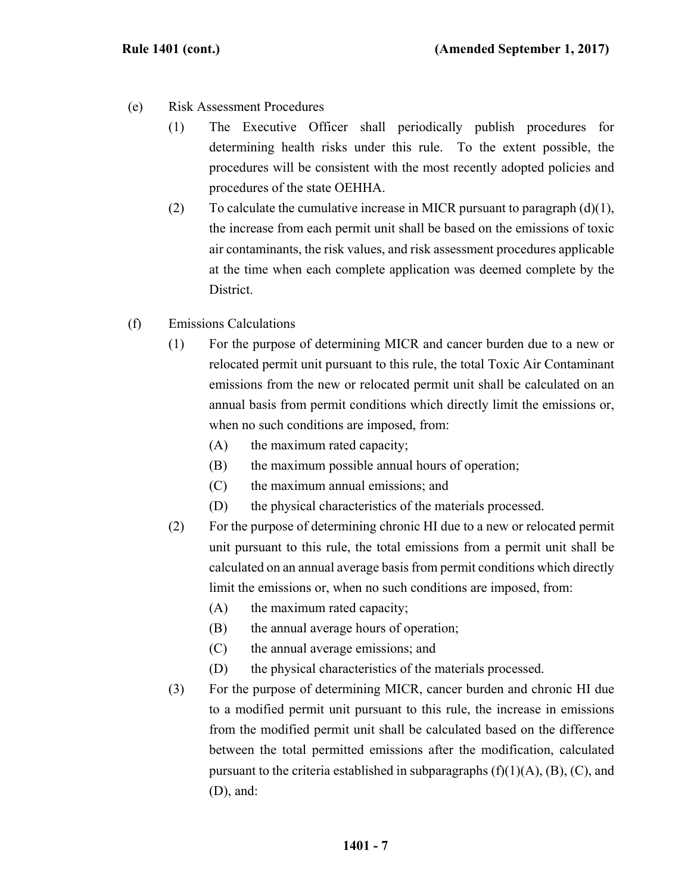(e) Risk Assessment Procedures

(1) The Executive Officer shall periodically publish procedures for determining health risks under this rule. To the extent possible, the procedures will be consistent with the most recently adopted policies and procedures of the state OEHHA.

(2) To calculate the cumulative increase in MICR pursuant to paragraph (d)(1), the increase from each permit unit shall be based on the emissions of toxic air contaminants, the risk values, and risk assessment procedures applicable at the time when each complete application was deemed complete by the District.

(f) Emissions Calculations

(1) For the purpose of determining MICR and cancer burden due to a new or relocated permit unit pursuant to this rule, the total Toxic Air Contaminant emissions from the new or relocated permit unit shall be calculated on an annual basis from permit conditions which directly limit the emissions or, when no such conditions are imposed, from:

(A) the maximum rated capacity;

(B) the maximum possible annual hours of operation;

(C) the maximum annual emissions; and

(D) the physical characteristics of the materials processed.

(2) For the purpose of determining chronic HI due to a new or relocated permit unit pursuant to this rule, the total emissions from a permit unit shall be calculated on an annual average basis from permit conditions which directly limit the emissions or, when no such conditions are imposed, from:

(A) the maximum rated capacity;

(B) the annual average hours of operation;

(C) the annual average emissions; and

(D) the physical characteristics of the materials processed.

(3) For the purpose of determining MICR, cancer burden and chronic HI due to a modified permit unit pursuant to this rule, the increase in emissions from the modified permit unit shall be calculated based on the difference between the total permitted emissions after the modification, calculated pursuant to the criteria established in subparagraphs (f)(1)(A), (B), (C), and (D), and: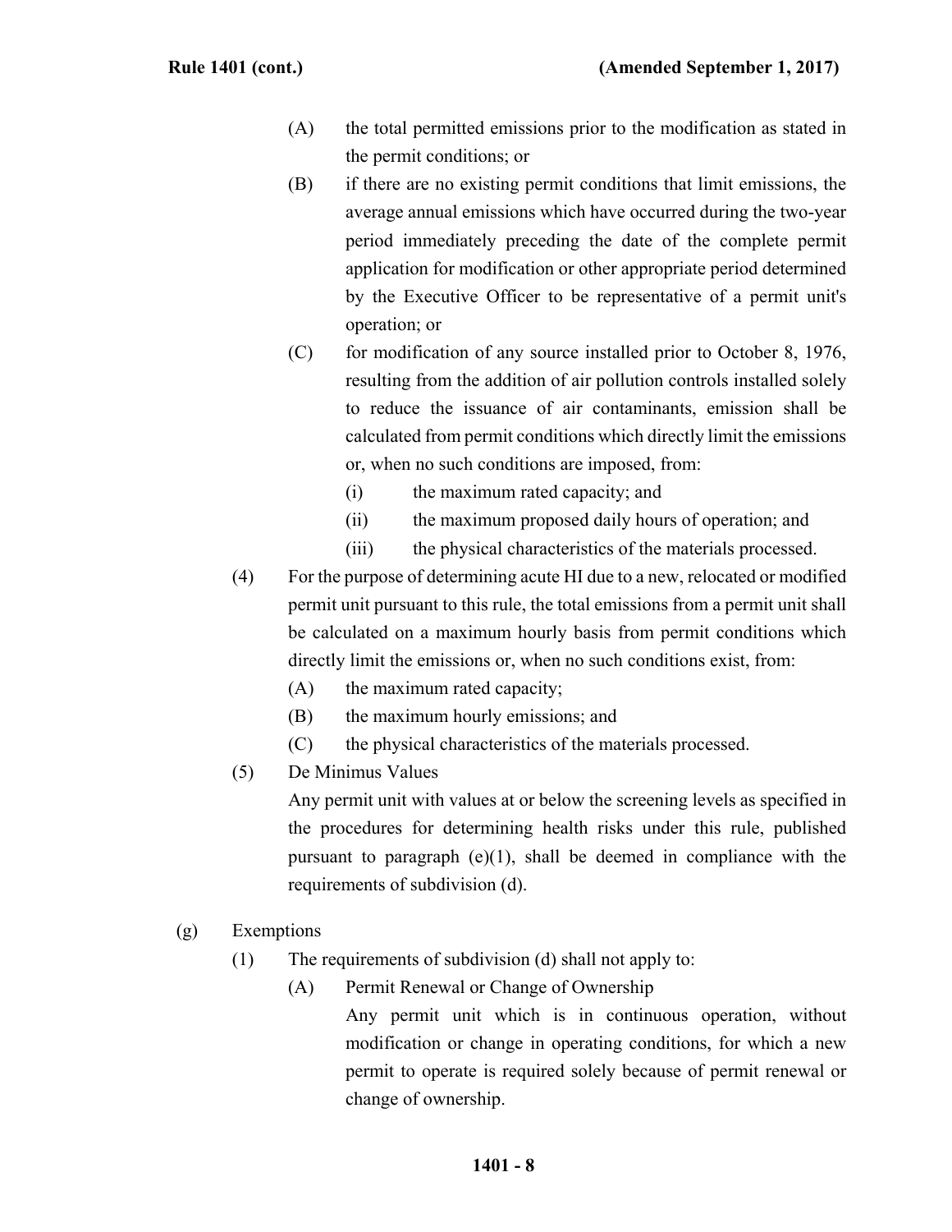(A) the total permitted emissions prior to the modification as stated in the permit conditions; or

(B) if there are no existing permit conditions that limit emissions, the average annual emissions which have occurred during the two-year period immediately preceding the date of the complete permit application for modification or other appropriate period determined by the Executive Officer to be representative of a permit unit's operation; or

(C) for modification of any source installed prior to October 8, 1976, resulting from the addition of air pollution controls installed solely to reduce the issuance of air contaminants, emission shall be calculated from permit conditions which directly limit the emissions or, when no such conditions are imposed, from:

(i) the maximum rated capacity; and

(ii) the maximum proposed daily hours of operation; and

(iii) the physical characteristics of the materials processed.

(4) For the purpose of determining acute HI due to a new, relocated or modified permit unit pursuant to this rule, the total emissions from a permit unit shall be calculated on a maximum hourly basis from permit conditions which directly limit the emissions or, when no such conditions exist, from:

(A) the maximum rated capacity;

(B) the maximum hourly emissions; and

(C) the physical characteristics of the materials processed.

(5) De Minimus Values

Any permit unit with values at or below the screening levels as specified in the procedures for determining health risks under this rule, published pursuant to paragraph (e)(1), shall be deemed in compliance with the requirements of subdivision (d).

(g) Exemptions

(1) The requirements of subdivision (d) shall not apply to:

(A) Permit Renewal or Change of Ownership

Any permit unit which is in continuous operation, without modification or change in operating conditions, for which a new permit to operate is required solely because of permit renewal or change of ownership.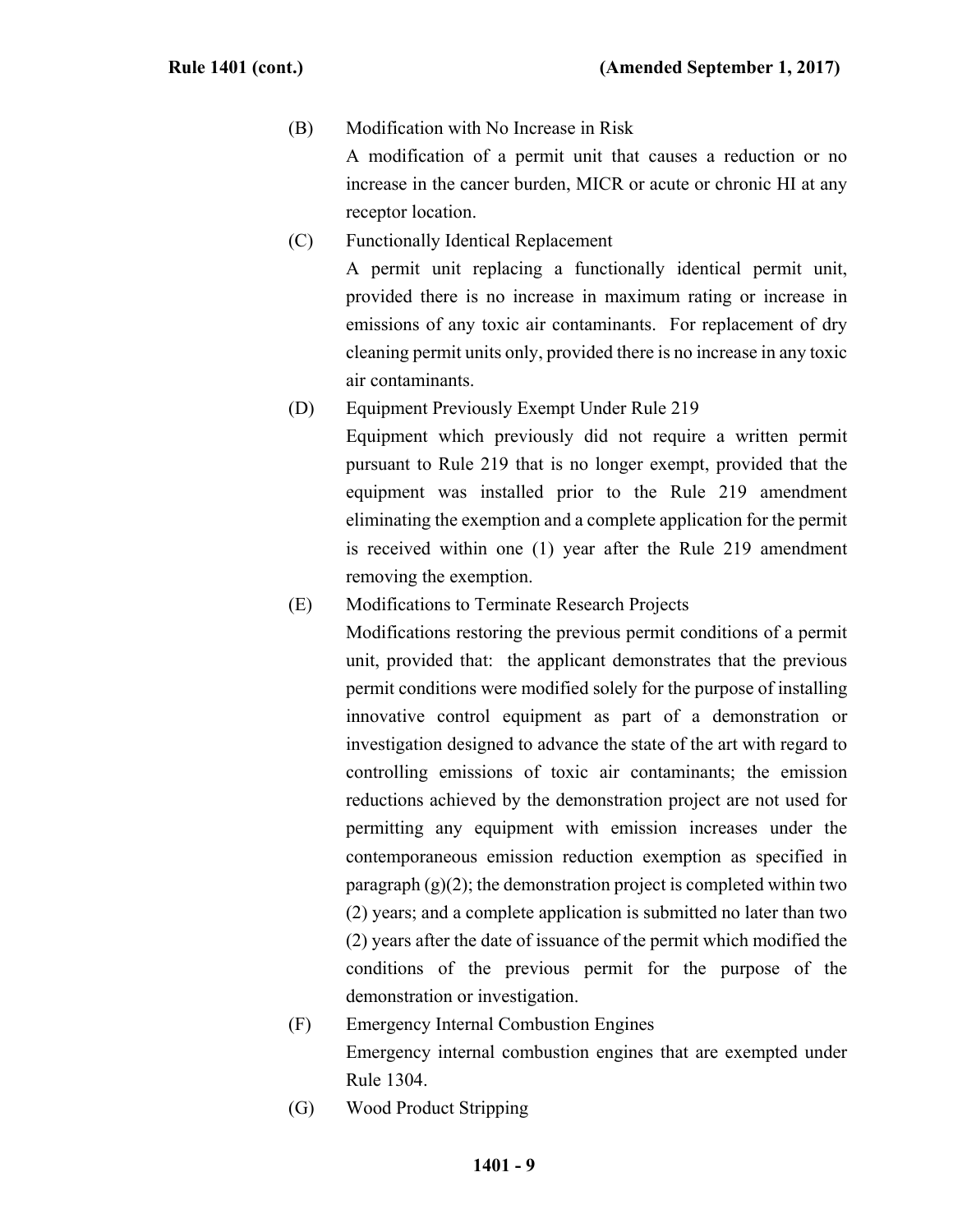(B) Modification with No Increase in Risk

A modification of a permit unit that causes a reduction or no increase in the cancer burden, MICR or acute or chronic HI at any receptor location.

(C) Functionally Identical Replacement

A permit unit replacing a functionally identical permit unit, provided there is no increase in maximum rating or increase in emissions of any toxic air contaminants. For replacement of dry cleaning permit units only, provided there is no increase in any toxic air contaminants.

(D) Equipment Previously Exempt Under Rule 219

Equipment which previously did not require a written permit pursuant to Rule 219 that is no longer exempt, provided that the equipment was installed prior to the Rule 219 amendment eliminating the exemption and a complete application for the permit is received within one (1) year after the Rule 219 amendment removing the exemption.

(E) Modifications to Terminate Research Projects

Modifications restoring the previous permit conditions of a permit unit, provided that: the applicant demonstrates that the previous permit conditions were modified solely for the purpose of installing innovative control equipment as part of a demonstration or investigation designed to advance the state of the art with regard to controlling emissions of toxic air contaminants; the emission reductions achieved by the demonstration project are not used for permitting any equipment with emission increases under the contemporaneous emission reduction exemption as specified in paragraph (g)(2); the demonstration project is completed within two (2) years; and a complete application is submitted no later than two (2) years after the date of issuance of the permit which modified the conditions of the previous permit for the purpose of the demonstration or investigation.

(F) Emergency Internal Combustion Engines

Emergency internal combustion engines that are exempted under Rule 1304.

(G) Wood Product Stripping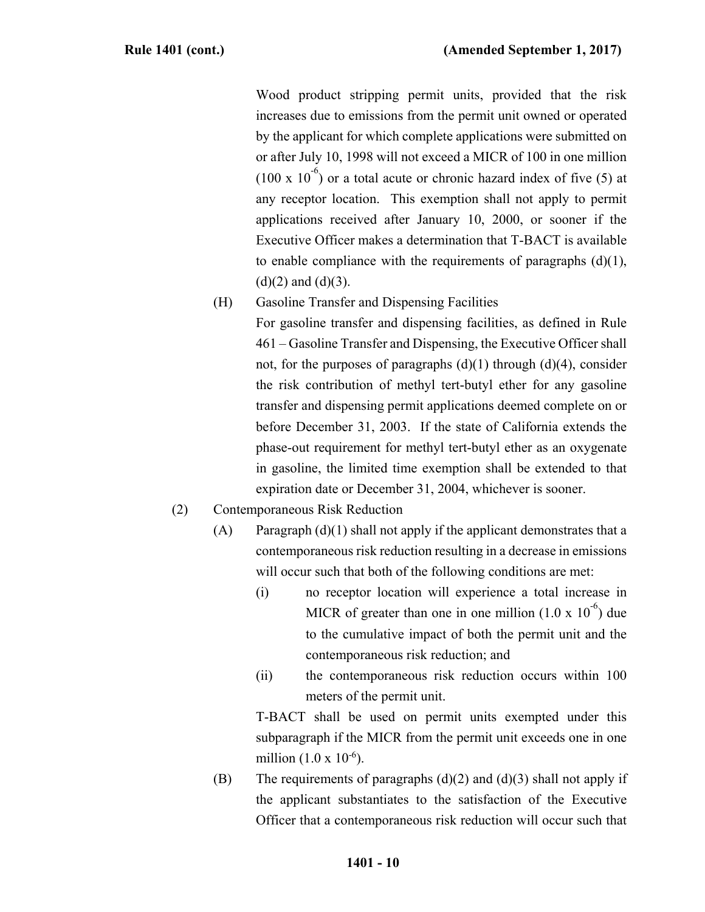Wood product stripping permit units, provided that the risk increases due to emissions from the permit unit owned or operated by the applicant for which complete applications were submitted on or after July 10, 1998 will not exceed a MICR of 100 in one million ($100 \times 10^{-6}$) or a total acute or chronic hazard index of five (5) at any receptor location. This exemption shall not apply to permit applications received after January 10, 2000, or sooner if the Executive Officer makes a determination that T-BACT is available to enable compliance with the requirements of paragraphs (d)(1), (d)(2) and (d)(3).

(H) Gasoline Transfer and Dispensing Facilities

For gasoline transfer and dispensing facilities, as defined in Rule 461 – Gasoline Transfer and Dispensing, the Executive Officer shall not, for the purposes of paragraphs (d)(1) through (d)(4), consider the risk contribution of methyl tert-butyl ether for any gasoline transfer and dispensing permit applications deemed complete on or before December 31, 2003. If the state of California extends the phase-out requirement for methyl tert-butyl ether as an oxygenate in gasoline, the limited time exemption shall be extended to that expiration date or December 31, 2004, whichever is sooner.

(2) Contemporaneous Risk Reduction

(A) Paragraph (d)(1) shall not apply if the applicant demonstrates that a contemporaneous risk reduction resulting in a decrease in emissions will occur such that both of the following conditions are met:

(i) no receptor location will experience a total increase in MICR of greater than one in one million ($1.0 \times 10^{-6}$) due to the cumulative impact of both the permit unit and the contemporaneous risk reduction; and

(ii) the contemporaneous risk reduction occurs within 100 meters of the permit unit.

T-BACT shall be used on permit units exempted under this subparagraph if the MICR from the permit unit exceeds one in one million ($1.0 \times 10^{-6}$).

(B) The requirements of paragraphs (d)(2) and (d)(3) shall not apply if the applicant substantiates to the satisfaction of the Executive Officer that a contemporaneous risk reduction will occur such that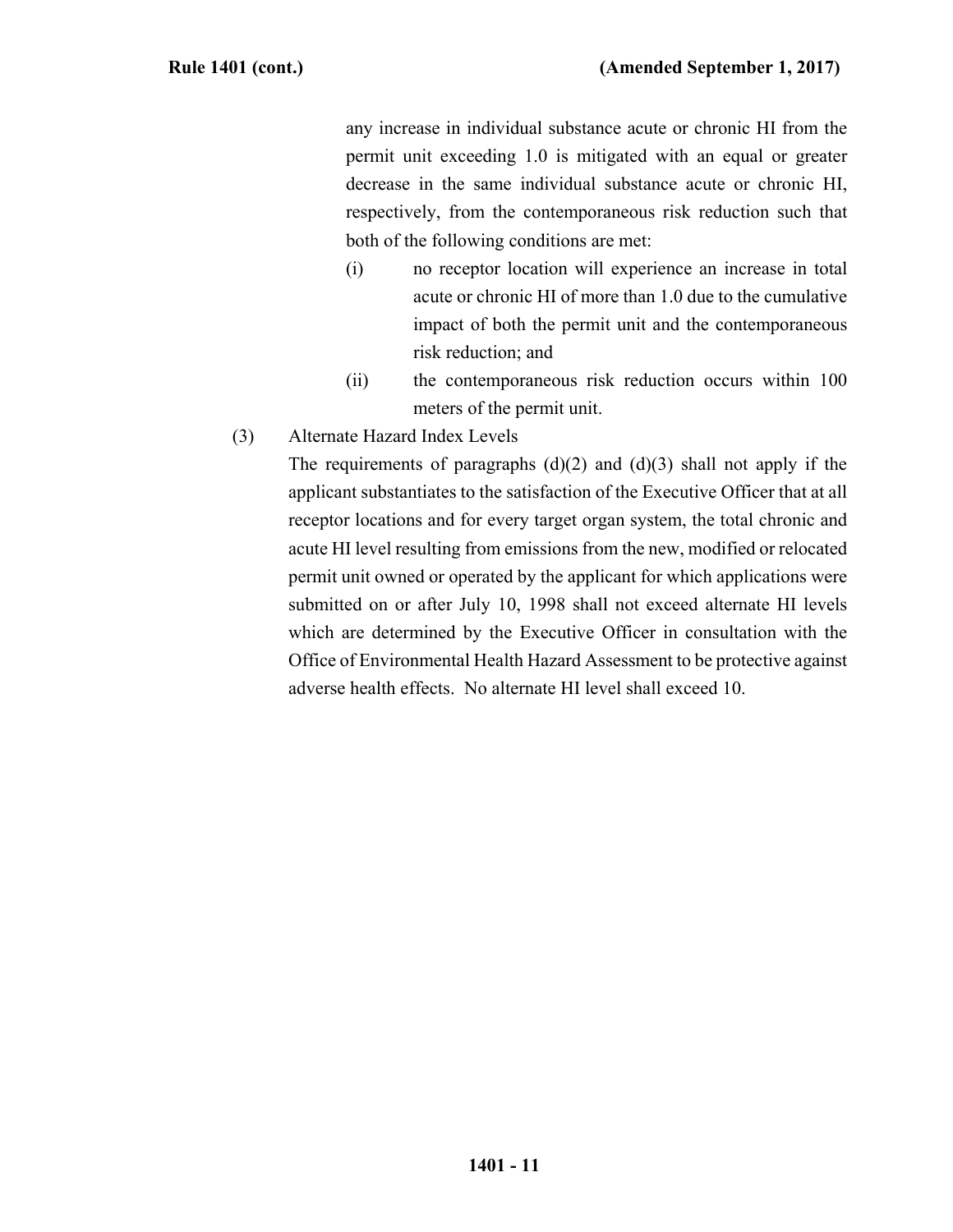any increase in individual substance acute or chronic HI from the permit unit exceeding 1.0 is mitigated with an equal or greater decrease in the same individual substance acute or chronic HI, respectively, from the contemporaneous risk reduction such that both of the following conditions are met:

(i) no receptor location will experience an increase in total acute or chronic HI of more than 1.0 due to the cumulative impact of both the permit unit and the contemporaneous risk reduction; and

(ii) the contemporaneous risk reduction occurs within 100 meters of the permit unit.

(3) Alternate Hazard Index Levels

The requirements of paragraphs (d)(2) and (d)(3) shall not apply if the applicant substantiates to the satisfaction of the Executive Officer that at all receptor locations and for every target organ system, the total chronic and acute HI level resulting from emissions from the new, modified or relocated permit unit owned or operated by the applicant for which applications were submitted on or after July 10, 1998 shall not exceed alternate HI levels which are determined by the Executive Officer in consultation with the Office of Environmental Health Hazard Assessment to be protective against adverse health effects. No alternate HI level shall exceed 10.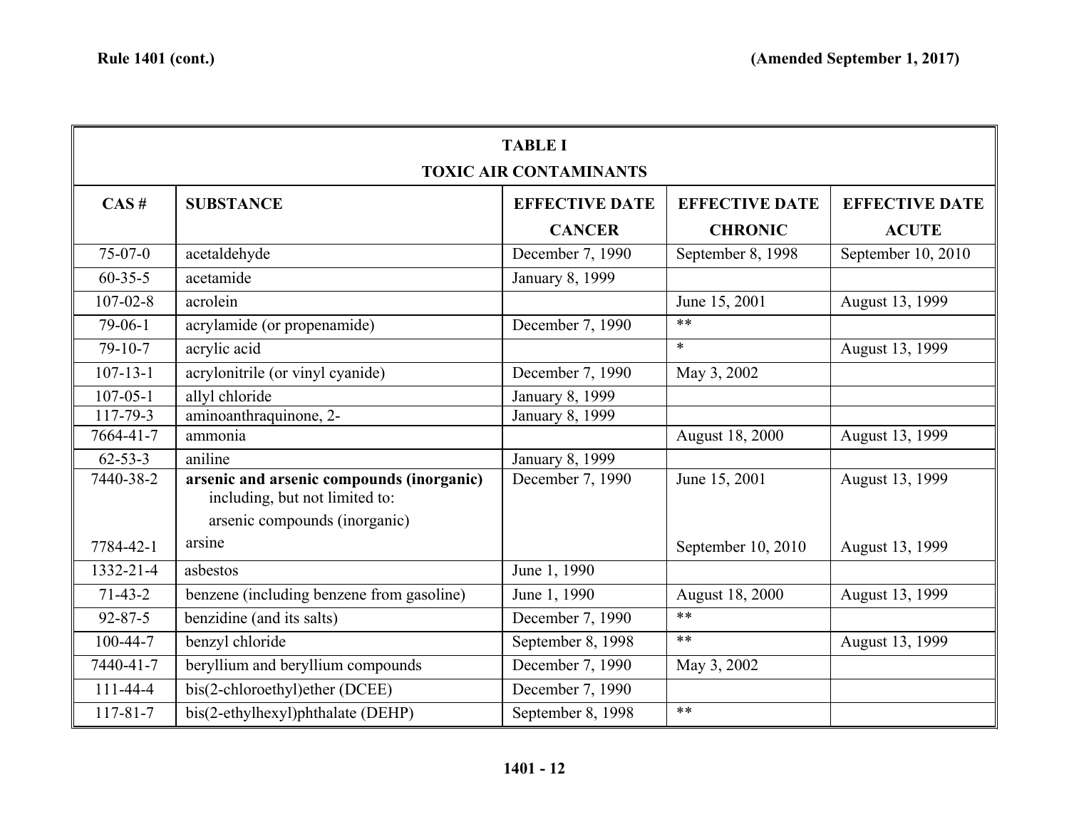| TABLE I TOXIC AIR CONTAMINANTS | | | | |
|---|---|---|---|---|
| **CAS #** | **SUBSTANCE** | **EFFECTIVE DATE CANCER** | **EFFECTIVE DATE CHRONIC** | **EFFECTIVE DATE ACUTE** |
| 75-07-0 | acetaldehyde | December 7, 1990 | September 8, 1998 | September 10, 2010 |
| 60-35-5 | acetamide | January 8, 1999 | | |
| 107-02-8 | acrolein | | June 15, 2001 | August 13, 1999 |
| 79-06-1 | acrylamide (or propenamide) | December 7, 1990 | ** | |
| 79-10-7 | acrylic acid | | * | August 13, 1999 |
| 107-13-1 | acrylonitrile (or vinyl cyanide) | December 7, 1990 | May 3, 2002 | |
| 107-05-1 | allyl chloride | January 8, 1999 | | |
| 117-79-3 | aminoanthraquinone, 2- | January 8, 1999 | | |
| 7664-41-7 | ammonia | | August 18, 2000 | August 13, 1999 |
| 62-53-3 | aniline | January 8, 1999 | | |
| 7440-38-2 | **arsenic and arsenic compounds (inorganic)** including, but not limited to: arsenic compounds (inorganic) | December 7, 1990 | June 15, 2001 | August 13, 1999 |
| 7784-42-1 | arsine | | September 10, 2010 | August 13, 1999 |
| 1332-21-4 | asbestos | June 1, 1990 | | |
| 71-43-2 | benzene (including benzene from gasoline) | June 1, 1990 | August 18, 2000 | August 13, 1999 |
| 92-87-5 | benzidine (and its salts) | December 7, 1990 | ** | |
| 100-44-7 | benzyl chloride | September 8, 1998 | ** | August 13, 1999 |
| 7440-41-7 | beryllium and beryllium compounds | December 7, 1990 | May 3, 2002 | |
| 111-44-4 | bis(2-chloroethyl)ether (DCEE) | December 7, 1990 | | |
| 117-81-7 | bis(2-ethylhexyl)phthalate (DEHP) | September 8, 1998 | ** | |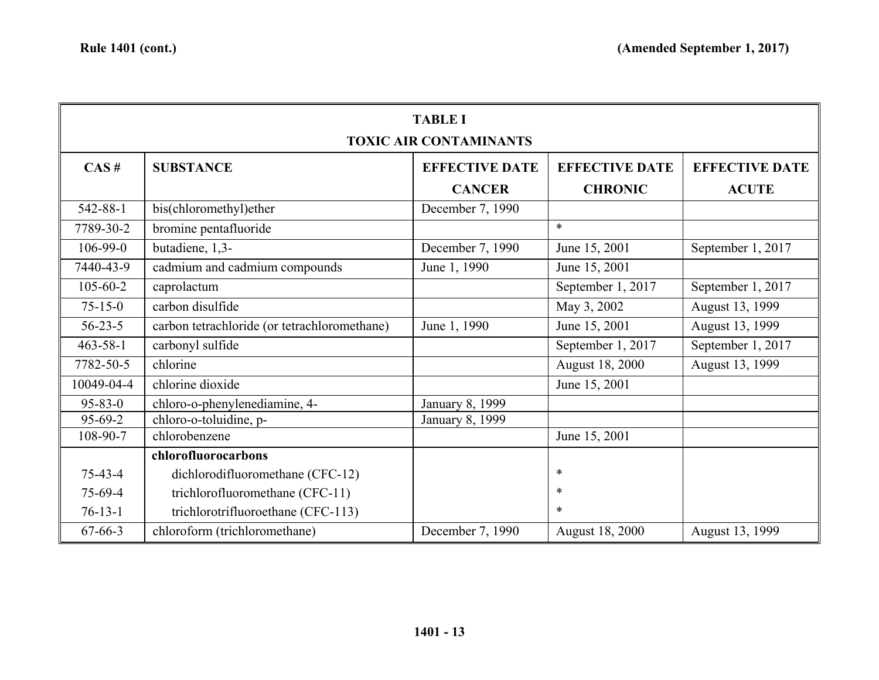| TABLE I TOXIC AIR CONTAMINANTS | | | | |
|---|---|---|---|---|
| CAS # | SUBSTANCE | EFFECTIVE DATE CANCER | EFFECTIVE DATE CHRONIC | EFFECTIVE DATE ACUTE |
| 542-88-1 | bis(chloromethyl)ether | December 7, 1990 | | |
| 7789-30-2 | bromine pentafluoride | | * | |
| 106-99-0 | butadiene, 1,3- | December 7, 1990 | June 15, 2001 | September 1, 2017 |
| 7440-43-9 | cadmium and cadmium compounds | June 1, 1990 | June 15, 2001 | |
| 105-60-2 | caprolactum | | September 1, 2017 | September 1, 2017 |
| 75-15-0 | carbon disulfide | | May 3, 2002 | August 13, 1999 |
| 56-23-5 | carbon tetrachloride (or tetrachloromethane) | June 1, 1990 | June 15, 2001 | August 13, 1999 |
| 463-58-1 | carbonyl sulfide | | September 1, 2017 | September 1, 2017 |
| 7782-50-5 | chlorine | | August 18, 2000 | August 13, 1999 |
| 10049-04-4 | chlorine dioxide | | June 15, 2001 | |
| 95-83-0 | chloro-o-phenylenediamine, 4- | January 8, 1999 | | |
| 95-69-2 | chloro-o-toluidine, p- | January 8, 1999 | | |
| 108-90-7 | chlorobenzene | | June 15, 2001 | |
| | **chlorofluorocarbons** | | | |
| 75-43-4 | dichlorodifluoromethane (CFC-12) | | * | |
| 75-69-4 | trichlorofluoromethane (CFC-11) | | * | |
| 76-13-1 | trichlorotrifluoroethane (CFC-113) | | * | |
| 67-66-3 | chloroform (trichloromethane) | December 7, 1990 | August 18, 2000 | August 13, 1999 |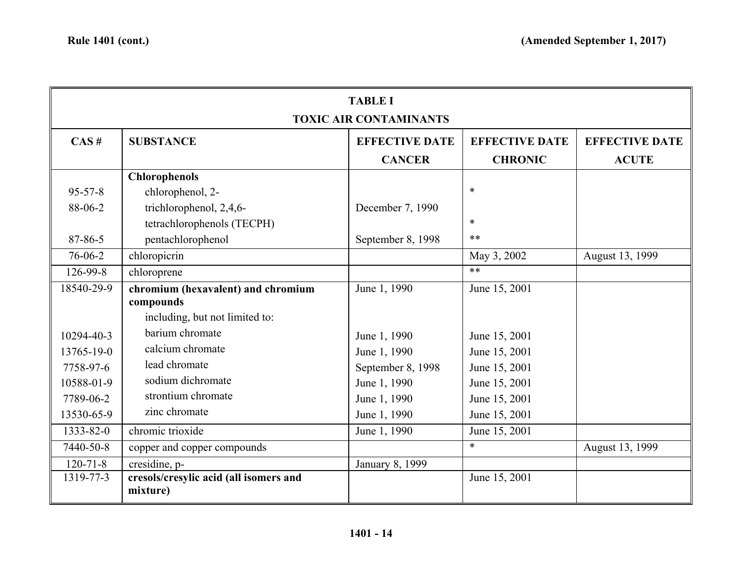| TABLE I TOXIC AIR CONTAMINANTS | | | | |
|---|---|---|---|---|
| **CAS #** | **SUBSTANCE** | **EFFECTIVE DATE CANCER** | **EFFECTIVE DATE CHRONIC** | **EFFECTIVE DATE ACUTE** |
| | **Chlorophenols** | | | |
| 95-57-8 | chlorophenol, 2- | | * | |
| 88-06-2 | trichlorophenol, 2,4,6- | December 7, 1990 | | |
| | tetrachlorophenols (TECPH) | | * | |
| 87-86-5 | pentachlorophenol | September 8, 1998 | ** | |
| 76-06-2 | chloropicrin | | May 3, 2002 | August 13, 1999 |
| 126-99-8 | chloroprene | | ** | |
| 18540-29-9 | **chromium (hexavalent) and chromium compounds** | June 1, 1990 | June 15, 2001 | |
| | including, but not limited to: | | | |
| 10294-40-3 | barium chromate | June 1, 1990 | June 15, 2001 | |
| 13765-19-0 | calcium chromate | June 1, 1990 | June 15, 2001 | |
| 7758-97-6 | lead chromate | September 8, 1998 | June 15, 2001 | |
| 10588-01-9 | sodium dichromate | June 1, 1990 | June 15, 2001 | |
| 7789-06-2 | strontium chromate | June 1, 1990 | June 15, 2001 | |
| 13530-65-9 | zinc chromate | June 1, 1990 | June 15, 2001 | |
| 1333-82-0 | chromic trioxide | June 1, 1990 | June 15, 2001 | |
| 7440-50-8 | copper and copper compounds | | * | August 13, 1999 |
| 120-71-8 | cresidine, p- | January 8, 1999 | | |
| 1319-77-3 | **cresols/cresylic acid (all isomers and mixture)** | | June 15, 2001 | |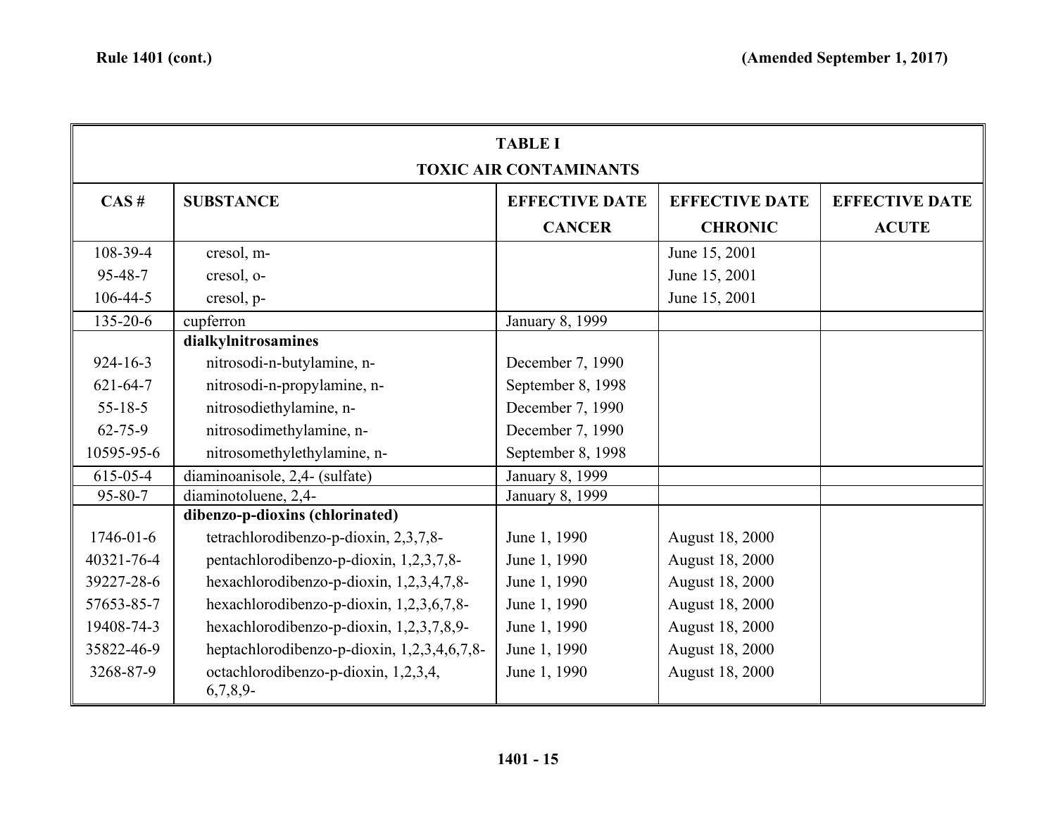| TABLE I TOXIC AIR CONTAMINANTS | | | | |
|---|---|---|---|---|
| CAS # | SUBSTANCE | EFFECTIVE DATE CANCER | EFFECTIVE DATE CHRONIC | EFFECTIVE DATE ACUTE |
| 108-39-4 | cresol, m- | | June 15, 2001 | |
| 95-48-7 | cresol, o- | | June 15, 2001 | |
| 106-44-5 | cresol, p- | | June 15, 2001 | |
| 135-20-6 | cupferron | January 8, 1999 | | |
| | **dialkylnitrosamines** | | | |
| 924-16-3 | nitrosodi-n-butylamine, n- | December 7, 1990 | | |
| 621-64-7 | nitrosodi-n-propylamine, n- | September 8, 1998 | | |
| 55-18-5 | nitrosodiethylamine, n- | December 7, 1990 | | |
| 62-75-9 | nitrosodimethylamine, n- | December 7, 1990 | | |
| 10595-95-6 | nitrosomethylethylamine, n- | September 8, 1998 | | |
| 615-05-4 | diaminoanisole, 2,4- (sulfate) | January 8, 1999 | | |
| 95-80-7 | diaminotoluene, 2,4- | January 8, 1999 | | |
| | **dibenzo-p-dioxins (chlorinated)** | | | |
| 1746-01-6 | tetrachlorodibenzo-p-dioxin, 2,3,7,8- | June 1, 1990 | August 18, 2000 | |
| 40321-76-4 | pentachlorodibenzo-p-dioxin, 1,2,3,7,8- | June 1, 1990 | August 18, 2000 | |
| 39227-28-6 | hexachlorodibenzo-p-dioxin, 1,2,3,4,7,8- | June 1, 1990 | August 18, 2000 | |
| 57653-85-7 | hexachlorodibenzo-p-dioxin, 1,2,3,6,7,8- | June 1, 1990 | August 18, 2000 | |
| 19408-74-3 | hexachlorodibenzo-p-dioxin, 1,2,3,7,8,9- | June 1, 1990 | August 18, 2000 | |
| 35822-46-9 | heptachlorodibenzo-p-dioxin, 1,2,3,4,6,7,8- | June 1, 1990 | August 18, 2000 | |
| 3268-87-9 | octachlorodibenzo-p-dioxin, 1,2,3,4, 6,7,8,9- | June 1, 1990 | August 18, 2000 | |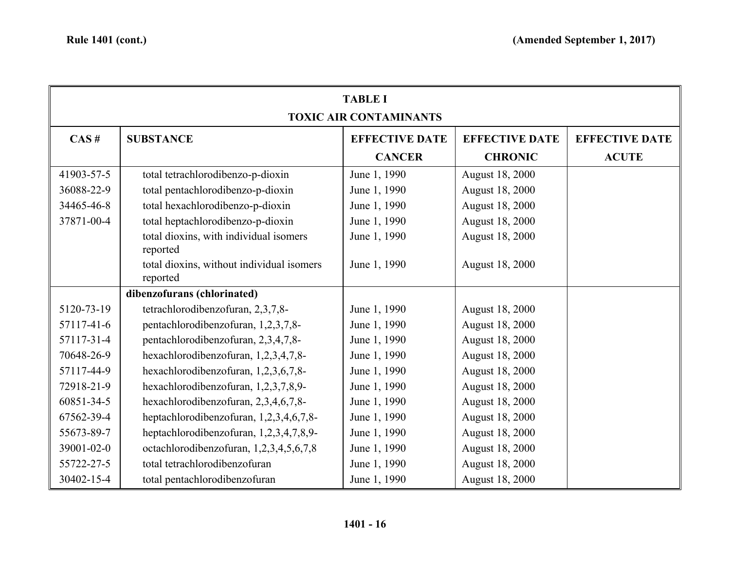| TABLE I TOXIC AIR CONTAMINANTS | | | | |
|---|---|---|---|---|
| CAS # | SUBSTANCE | EFFECTIVE DATE CANCER | EFFECTIVE DATE CHRONIC | EFFECTIVE DATE ACUTE |
| 41903-57-5 | total tetrachlorodibenzo-p-dioxin | June 1, 1990 | August 18, 2000 | |
| 36088-22-9 | total pentachlorodibenzo-p-dioxin | June 1, 1990 | August 18, 2000 | |
| 34465-46-8 | total hexachlorodibenzo-p-dioxin | June 1, 1990 | August 18, 2000 | |
| 37871-00-4 | total heptachlorodibenzo-p-dioxin | June 1, 1990 | August 18, 2000 | |
| | total dioxins, with individual isomers reported | June 1, 1990 | August 18, 2000 | |
| | total dioxins, without individual isomers reported | June 1, 1990 | August 18, 2000 | |
| | **dibenzofurans (chlorinated)** | | | |
| 5120-73-19 | tetrachlorodibenzofuran, 2,3,7,8- | June 1, 1990 | August 18, 2000 | |
| 57117-41-6 | pentachlorodibenzofuran, 1,2,3,7,8- | June 1, 1990 | August 18, 2000 | |
| 57117-31-4 | pentachlorodibenzofuran, 2,3,4,7,8- | June 1, 1990 | August 18, 2000 | |
| 70648-26-9 | hexachlorodibenzofuran, 1,2,3,4,7,8- | June 1, 1990 | August 18, 2000 | |
| 57117-44-9 | hexachlorodibenzofuran, 1,2,3,6,7,8- | June 1, 1990 | August 18, 2000 | |
| 72918-21-9 | hexachlorodibenzofuran, 1,2,3,7,8,9- | June 1, 1990 | August 18, 2000 | |
| 60851-34-5 | hexachlorodibenzofuran, 2,3,4,6,7,8- | June 1, 1990 | August 18, 2000 | |
| 67562-39-4 | heptachlorodibenzofuran, 1,2,3,4,6,7,8- | June 1, 1990 | August 18, 2000 | |
| 55673-89-7 | heptachlorodibenzofuran, 1,2,3,4,7,8,9- | June 1, 1990 | August 18, 2000 | |
| 39001-02-0 | octachlorodibenzofuran, 1,2,3,4,5,6,7,8 | June 1, 1990 | August 18, 2000 | |
| 55722-27-5 | total tetrachlorodibenzofuran | June 1, 1990 | August 18, 2000 | |
| 30402-15-4 | total pentachlorodibenzofuran | June 1, 1990 | August 18, 2000 | |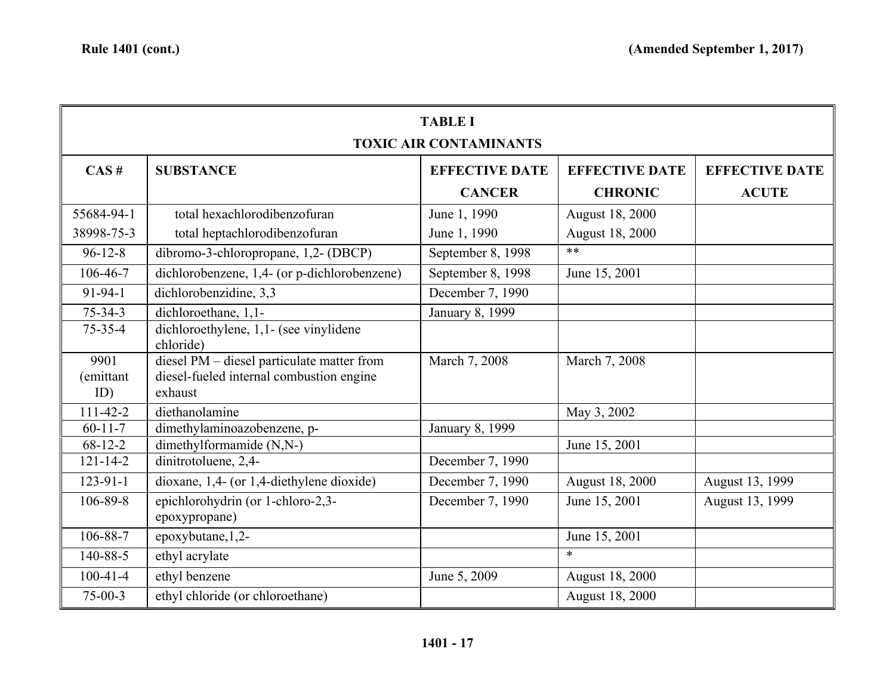| TABLE I TOXIC AIR CONTAMINANTS | | | | |
|---|---|---|---|---|
| CAS # | SUBSTANCE | EFFECTIVE DATE CANCER | EFFECTIVE DATE CHRONIC | EFFECTIVE DATE ACUTE |
| 55684-94-1 | total hexachlorodibenzofuran | June 1, 1990 | August 18, 2000 | |
| 38998-75-3 | total heptachlorodibenzofuran | June 1, 1990 | August 18, 2000 | |
| 96-12-8 | dibromo-3-chloropropane, 1,2- (DBCP) | September 8, 1998 | ** | |
| 106-46-7 | dichlorobenzene, 1,4- (or p-dichlorobenzene) | September 8, 1998 | June 15, 2001 | |
| 91-94-1 | dichlorobenzidine, 3,3 | December 7, 1990 | | |
| 75-34-3 | dichloroethane, 1,1- | January 8, 1999 | | |
| 75-35-4 | dichloroethylene, 1,1- (see vinylidene chloride) | | | |
| 9901 (emittant ID) | diesel PM – diesel particulate matter from diesel-fueled internal combustion engine exhaust | March 7, 2008 | March 7, 2008 | |
| 111-42-2 | diethanolamine | | May 3, 2002 | |
| 60-11-7 | dimethylaminoazobenzene, p- | January 8, 1999 | | |
| 68-12-2 | dimethylformamide (N,N-) | | June 15, 2001 | |
| 121-14-2 | dinitrotoluene, 2,4- | December 7, 1990 | | |
| 123-91-1 | dioxane, 1,4- (or 1,4-diethylene dioxide) | December 7, 1990 | August 18, 2000 | August 13, 1999 |
| 106-89-8 | epichlorohydrin (or 1-chloro-2,3-epoxypropane) | December 7, 1990 | June 15, 2001 | August 13, 1999 |
| 106-88-7 | epoxybutane,1,2- | | June 15, 2001 | |
| 140-88-5 | ethyl acrylate | | * | |
| 100-41-4 | ethyl benzene | June 5, 2009 | August 18, 2000 | |
| 75-00-3 | ethyl chloride (or chloroethane) | | August 18, 2000 | |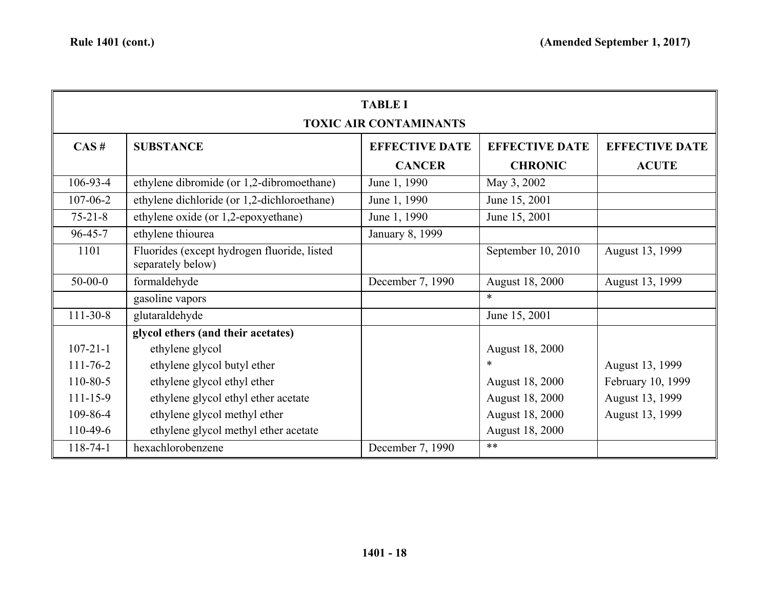| TABLE I<br>TOXIC AIR CONTAMINANTS | | | | |
|---|---|---|---|---|
| CAS # | SUBSTANCE | EFFECTIVE DATE CANCER | EFFECTIVE DATE CHRONIC | EFFECTIVE DATE ACUTE |
| 106-93-4 | ethylene dibromide (or 1,2-dibromoethane) | June 1, 1990 | May 3, 2002 | |
| 107-06-2 | ethylene dichloride (or 1,2-dichloroethane) | June 1, 1990 | June 15, 2001 | |
| 75-21-8 | ethylene oxide (or 1,2-epoxyethane) | June 1, 1990 | June 15, 2001 | |
| 96-45-7 | ethylene thiourea | January 8, 1999 | | |
| 1101 | Fluorides (except hydrogen fluoride, listed separately below) | | September 10, 2010 | August 13, 1999 |
| 50-00-0 | formaldehyde | December 7, 1990 | August 18, 2000 | August 13, 1999 |
| | gasoline vapors | | * | |
| 111-30-8 | glutaraldehyde | | June 15, 2001 | |
| | **glycol ethers (and their acetates)** | | | |
| 107-21-1 | ethylene glycol | | August 18, 2000 | |
| 111-76-2 | ethylene glycol butyl ether | | * | August 13, 1999 |
| 110-80-5 | ethylene glycol ethyl ether | | August 18, 2000 | February 10, 1999 |
| 111-15-9 | ethylene glycol ethyl ether acetate | | August 18, 2000 | August 13, 1999 |
| 109-86-4 | ethylene glycol methyl ether | | August 18, 2000 | August 13, 1999 |
| 110-49-6 | ethylene glycol methyl ether acetate | | August 18, 2000 | |
| 118-74-1 | hexachlorobenzene | December 7, 1990 | ** | |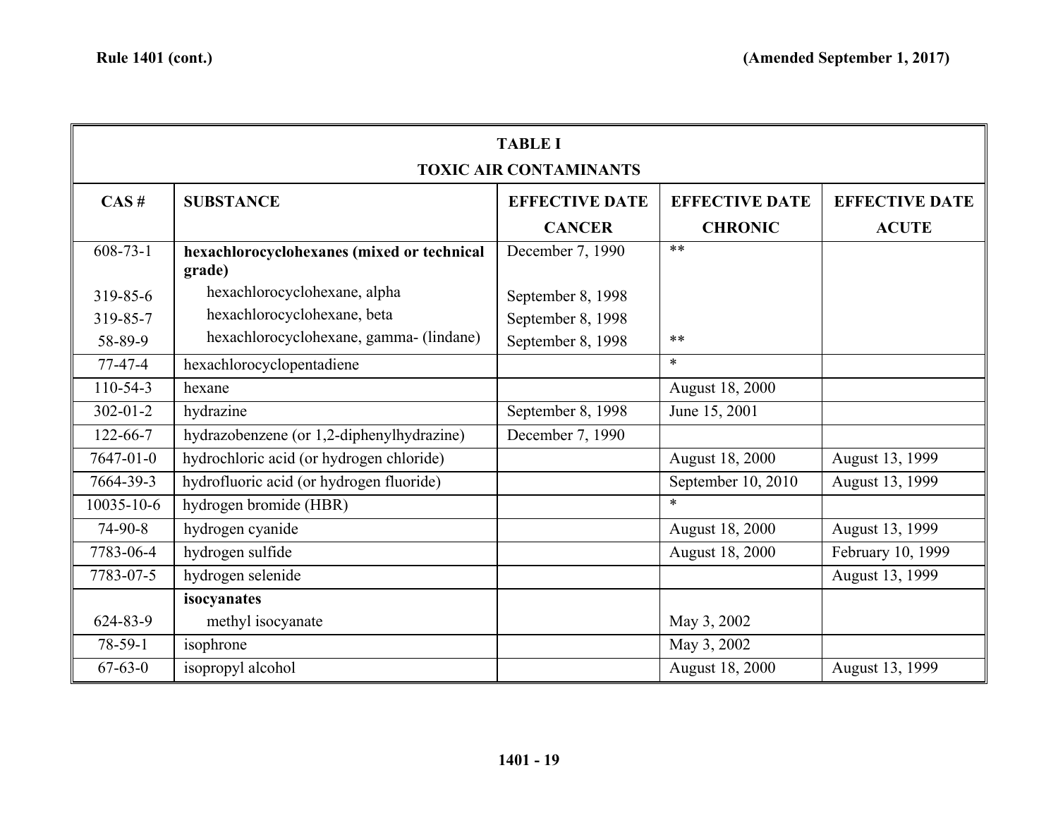| TABLE I TOXIC AIR CONTAMINANTS | | | | |
|---|---|---|---|---|
| **CAS #** | **SUBSTANCE** | **EFFECTIVE DATE CANCER** | **EFFECTIVE DATE CHRONIC** | **EFFECTIVE DATE ACUTE** |
| 608-73-1 | **hexachlorocyclohexanes (mixed or technical grade)** | December 7, 1990 | ** | |
| 319-85-6 | hexachlorocyclohexane, alpha | September 8, 1998 | | |
| 319-85-7 | hexachlorocyclohexane, beta | September 8, 1998 | | |
| 58-89-9 | hexachlorocyclohexane, gamma- (lindane) | September 8, 1998 | ** | |
| 77-47-4 | hexachlorocyclopentadiene | | * | |
| 110-54-3 | hexane | | August 18, 2000 | |
| 302-01-2 | hydrazine | September 8, 1998 | June 15, 2001 | |
| 122-66-7 | hydrazobenzene (or 1,2-diphenylhydrazine) | December 7, 1990 | | |
| 7647-01-0 | hydrochloric acid (or hydrogen chloride) | | August 18, 2000 | August 13, 1999 |
| 7664-39-3 | hydrofluoric acid (or hydrogen fluoride) | | September 10, 2010 | August 13, 1999 |
| 10035-10-6 | hydrogen bromide (HBR) | | * | |
| 74-90-8 | hydrogen cyanide | | August 18, 2000 | August 13, 1999 |
| 7783-06-4 | hydrogen sulfide | | August 18, 2000 | February 10, 1999 |
| 7783-07-5 | hydrogen selenide | | | August 13, 1999 |
| | **isocyanates** | | | |
| 624-83-9 | methyl isocyanate | | May 3, 2002 | |
| 78-59-1 | isophrone | | May 3, 2002 | |
| 67-63-0 | isopropyl alcohol | | August 18, 2000 | August 13, 1999 |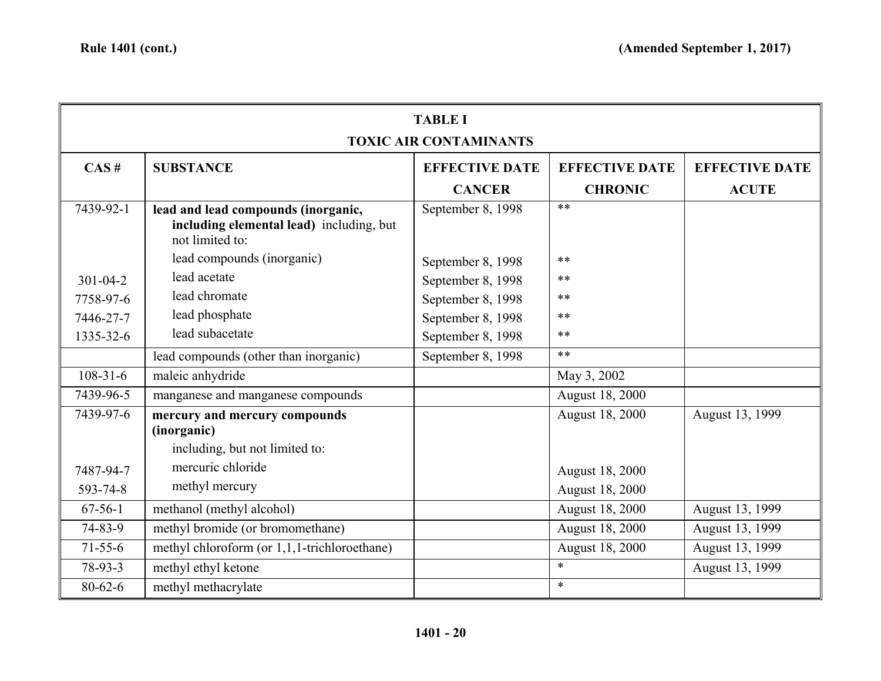**TABLE I**

**TOXIC AIR CONTAMINANTS**

| CAS # | SUBSTANCE | EFFECTIVE DATE CANCER | EFFECTIVE DATE CHRONIC | EFFECTIVE DATE ACUTE |
|---|---|---|---|---|
| 7439-92-1 | **lead and lead compounds (inorganic, including elemental lead)** including, but not limited to: | September 8, 1998 | ** | |
| | lead compounds (inorganic) | September 8, 1998 | ** | |
| 301-04-2 | lead acetate | September 8, 1998 | ** | |
| 7758-97-6 | lead chromate | September 8, 1998 | ** | |
| 7446-27-7 | lead phosphate | September 8, 1998 | ** | |
| 1335-32-6 | lead subacetate | September 8, 1998 | ** | |
| | lead compounds (other than inorganic) | September 8, 1998 | ** | |
| 108-31-6 | maleic anhydride | | May 3, 2002 | |
| 7439-96-5 | manganese and manganese compounds | | August 18, 2000 | |
| 7439-97-6 | **mercury and mercury compounds (inorganic)** including, but not limited to: | | August 18, 2000 | August 13, 1999 |
| 7487-94-7 | mercuric chloride | | August 18, 2000 | |
| 593-74-8 | methyl mercury | | August 18, 2000 | |
| 67-56-1 | methanol (methyl alcohol) | | August 18, 2000 | August 13, 1999 |
| 74-83-9 | methyl bromide (or bromomethane) | | August 18, 2000 | August 13, 1999 |
| 71-55-6 | methyl chloroform (or 1,1,1-trichloroethane) | | August 18, 2000 | August 13, 1999 |
| 78-93-3 | methyl ethyl ketone | | * | August 13, 1999 |
| 80-62-6 | methyl methacrylate | | * | |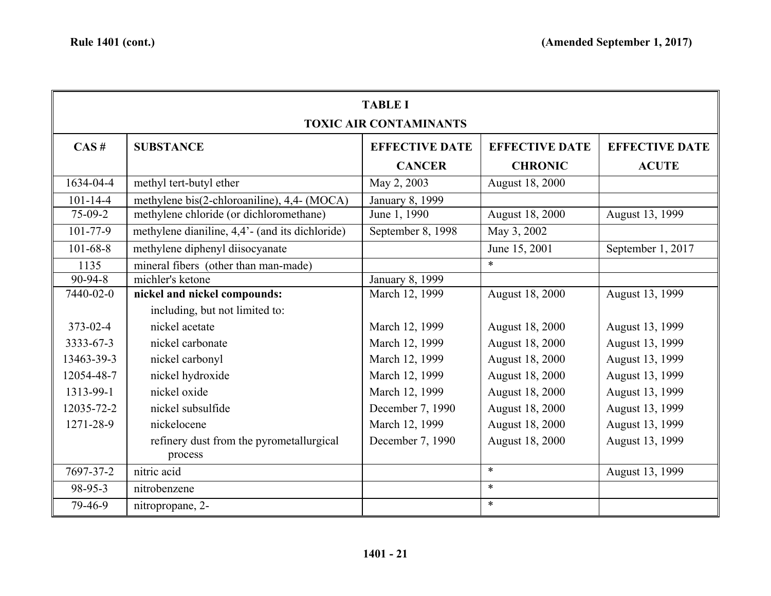| TABLE I<br>TOXIC AIR CONTAMINANTS | | | | |
|---|---|---|---|---|
| **CAS #** | **SUBSTANCE** | **EFFECTIVE DATE CANCER** | **EFFECTIVE DATE CHRONIC** | **EFFECTIVE DATE ACUTE** |
| 1634-04-4 | methyl tert-butyl ether | May 2, 2003 | August 18, 2000 | |
| 101-14-4 | methylene bis(2-chloroaniline), 4,4- (MOCA) | January 8, 1999 | | |
| 75-09-2 | methylene chloride (or dichloromethane) | June 1, 1990 | August 18, 2000 | August 13, 1999 |
| 101-77-9 | methylene dianiline, 4,4'- (and its dichloride) | September 8, 1998 | May 3, 2002 | |
| 101-68-8 | methylene diphenyl diisocyanate | | June 15, 2001 | September 1, 2017 |
| 1135 | mineral fibers (other than man-made) | | * | |
| 90-94-8 | michler's ketone | January 8, 1999 | | |
| 7440-02-0 | **nickel and nickel compounds:** | March 12, 1999 | August 18, 2000 | August 13, 1999 |
| | including, but not limited to: | | | |
| 373-02-4 | nickel acetate | March 12, 1999 | August 18, 2000 | August 13, 1999 |
| 3333-67-3 | nickel carbonate | March 12, 1999 | August 18, 2000 | August 13, 1999 |
| 13463-39-3 | nickel carbonyl | March 12, 1999 | August 18, 2000 | August 13, 1999 |
| 12054-48-7 | nickel hydroxide | March 12, 1999 | August 18, 2000 | August 13, 1999 |
| 1313-99-1 | nickel oxide | March 12, 1999 | August 18, 2000 | August 13, 1999 |
| 12035-72-2 | nickel subsulfide | December 7, 1990 | August 18, 2000 | August 13, 1999 |
| 1271-28-9 | nickelocene | March 12, 1999 | August 18, 2000 | August 13, 1999 |
| | refinery dust from the pyrometallurgical process | December 7, 1990 | August 18, 2000 | August 13, 1999 |
| 7697-37-2 | nitric acid | | * | August 13, 1999 |
| 98-95-3 | nitrobenzene | | * | |
| 79-46-9 | nitropropane, 2- | | * | |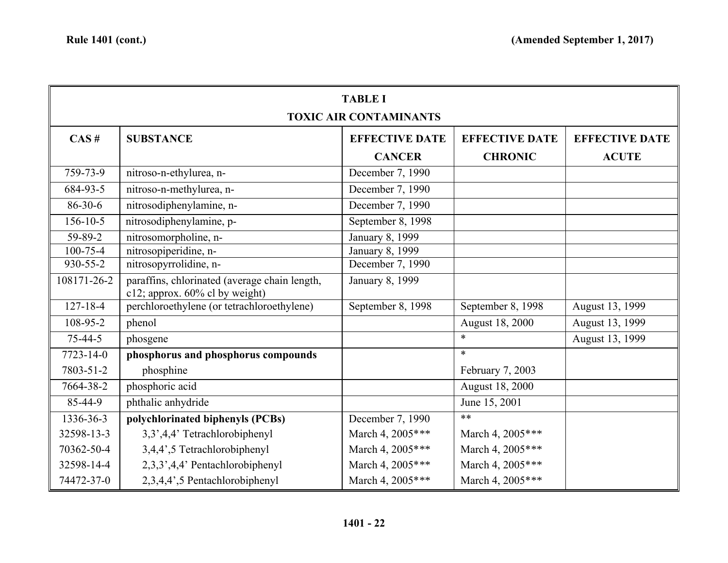| TABLE I TOXIC AIR CONTAMINANTS | | | | |
|---|---|---|---|---|
| **CAS #** | **SUBSTANCE** | **EFFECTIVE DATE CANCER** | **EFFECTIVE DATE CHRONIC** | **EFFECTIVE DATE ACUTE** |
| 759-73-9 | nitroso-n-ethylurea, n- | December 7, 1990 | | |
| 684-93-5 | nitroso-n-methylurea, n- | December 7, 1990 | | |
| 86-30-6 | nitrosodiphenylamine, n- | December 7, 1990 | | |
| 156-10-5 | nitrosodiphenylamine, p- | September 8, 1998 | | |
| 59-89-2 | nitrosomorpholine, n- | January 8, 1999 | | |
| 100-75-4 | nitrosopiperidine, n- | January 8, 1999 | | |
| 930-55-2 | nitrosopyrrolidine, n- | December 7, 1990 | | |
| 108171-26-2 | paraffins, chlorinated (average chain length, c12; approx. 60% cl by weight) | January 8, 1999 | | |
| 127-18-4 | perchloroethylene (or tetrachloroethylene) | September 8, 1998 | September 8, 1998 | August 13, 1999 |
| 108-95-2 | phenol | | August 18, 2000 | August 13, 1999 |
| 75-44-5 | phosgene | | * | August 13, 1999 |
| 7723-14-0 | **phosphorus and phosphorus compounds** | | * | |
| 7803-51-2 | phosphine | | February 7, 2003 | |
| 7664-38-2 | phosphoric acid | | August 18, 2000 | |
| 85-44-9 | phthalic anhydride | | June 15, 2001 | |
| 1336-36-3 | **polychlorinated biphenyls (PCBs)** | December 7, 1990 | ** | |
| 32598-13-3 | 3,3',4,4' Tetrachlorobiphenyl | March 4, 2005*** | March 4, 2005*** | |
| 70362-50-4 | 3,4,4',5 Tetrachlorobiphenyl | March 4, 2005*** | March 4, 2005*** | |
| 32598-14-4 | 2,3,3',4,4' Pentachlorobiphenyl | March 4, 2005*** | March 4, 2005*** | |
| 74472-37-0 | 2,3,4,4',5 Pentachlorobiphenyl | March 4, 2005*** | March 4, 2005*** | |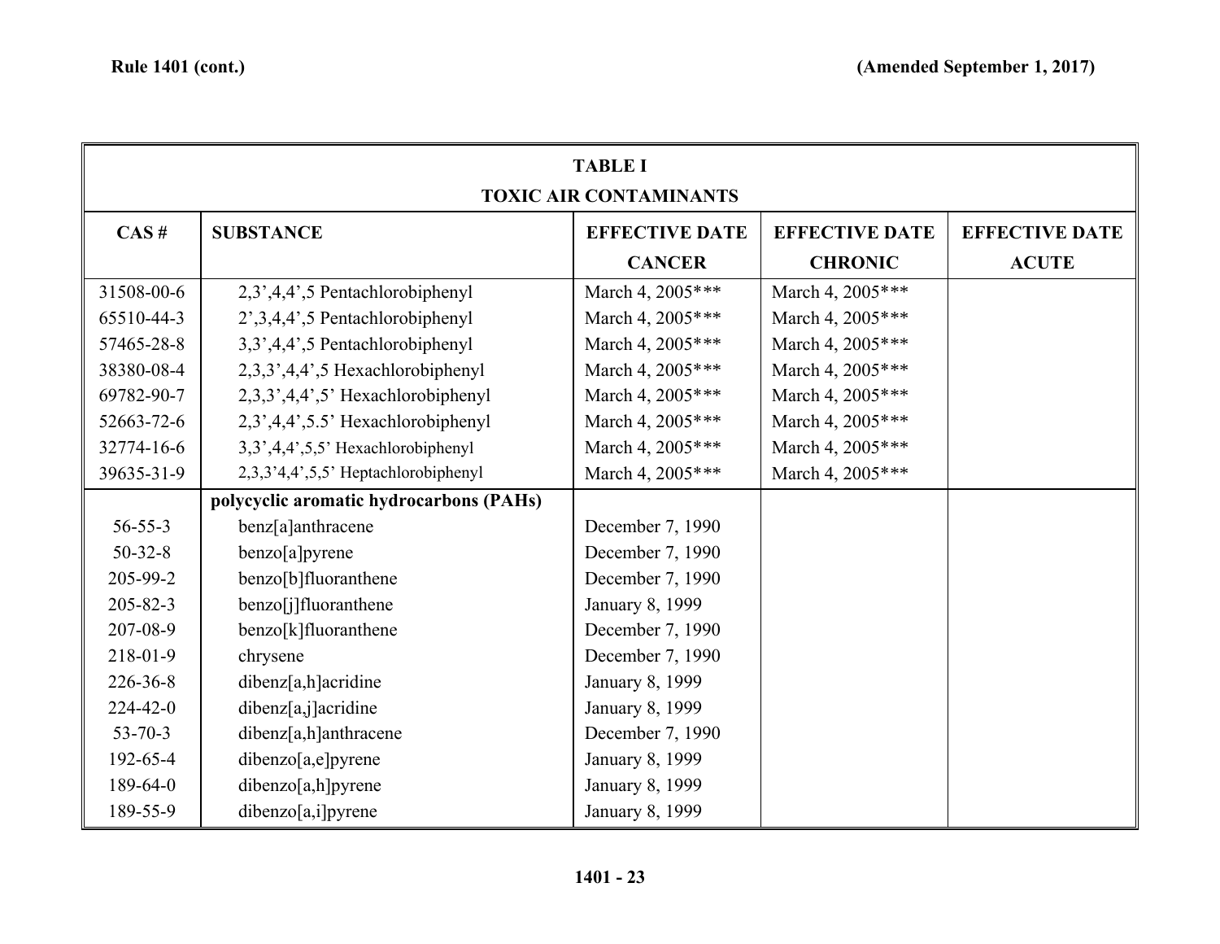| TABLE I TOXIC AIR CONTAMINANTS | | | | |
|---|---|---|---|---|
| **CAS #** | **SUBSTANCE** | **EFFECTIVE DATE CANCER** | **EFFECTIVE DATE CHRONIC** | **EFFECTIVE DATE ACUTE** |
| 31508-00-6 | 2,3’,4,4’,5 Pentachlorobiphenyl | March 4, 2005*** | March 4, 2005*** | |
| 65510-44-3 | 2’,3,4,4’,5 Pentachlorobiphenyl | March 4, 2005*** | March 4, 2005*** | |
| 57465-28-8 | 3,3’,4,4’,5 Pentachlorobiphenyl | March 4, 2005*** | March 4, 2005*** | |
| 38380-08-4 | 2,3,3’,4,4’,5 Hexachlorobiphenyl | March 4, 2005*** | March 4, 2005*** | |
| 69782-90-7 | 2,3,3’,4,4’,5’ Hexachlorobiphenyl | March 4, 2005*** | March 4, 2005*** | |
| 52663-72-6 | 2,3’,4,4’,5.5’ Hexachlorobiphenyl | March 4, 2005*** | March 4, 2005*** | |
| 32774-16-6 | 3,3’,4,4’,5,5’ Hexachlorobiphenyl | March 4, 2005*** | March 4, 2005*** | |
| 39635-31-9 | 2,3,3’4,4’,5,5’ Heptachlorobiphenyl | March 4, 2005*** | March 4, 2005*** | |
| | **polycyclic aromatic hydrocarbons (PAHs)** | | | |
| 56-55-3 | benz[a]anthracene | December 7, 1990 | | |
| 50-32-8 | benzo[a]pyrene | December 7, 1990 | | |
| 205-99-2 | benzo[b]fluoranthene | December 7, 1990 | | |
| 205-82-3 | benzo[j]fluoranthene | January 8, 1999 | | |
| 207-08-9 | benzo[k]fluoranthene | December 7, 1990 | | |
| 218-01-9 | chrysene | December 7, 1990 | | |
| 226-36-8 | dibenz[a,h]acridine | January 8, 1999 | | |
| 224-42-0 | dibenz[a,j]acridine | January 8, 1999 | | |
| 53-70-3 | dibenz[a,h]anthracene | December 7, 1990 | | |
| 192-65-4 | dibenzo[a,e]pyrene | January 8, 1999 | | |
| 189-64-0 | dibenzo[a,h]pyrene | January 8, 1999 | | |
| 189-55-9 | dibenzo[a,i]pyrene | January 8, 1999 | | |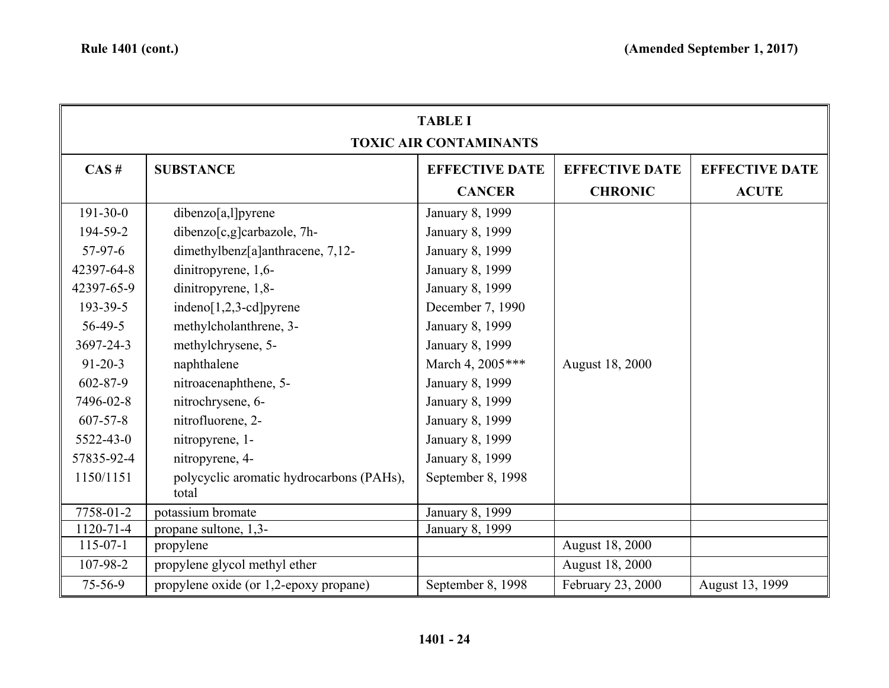| TABLE I TOXIC AIR CONTAMINANTS | | | | |
|---|---|---|---|---|
| CAS # | SUBSTANCE | EFFECTIVE DATE CANCER | EFFECTIVE DATE CHRONIC | EFFECTIVE DATE ACUTE |
| 191-30-0 | dibenzo[a,l]pyrene | January 8, 1999 | | |
| 194-59-2 | dibenzo[c,g]carbazole, 7h- | January 8, 1999 | | |
| 57-97-6 | dimethylbenz[a]anthracene, 7,12- | January 8, 1999 | | |
| 42397-64-8 | dinitropyrene, 1,6- | January 8, 1999 | | |
| 42397-65-9 | dinitropyrene, 1,8- | January 8, 1999 | | |
| 193-39-5 | indeno[1,2,3-cd]pyrene | December 7, 1990 | | |
| 56-49-5 | methylcholanthrene, 3- | January 8, 1999 | | |
| 3697-24-3 | methylchrysene, 5- | January 8, 1999 | | |
| 91-20-3 | naphthalene | March 4, 2005*** | August 18, 2000 | |
| 602-87-9 | nitroacenaphthene, 5- | January 8, 1999 | | |
| 7496-02-8 | nitrochrysene, 6- | January 8, 1999 | | |
| 607-57-8 | nitrofluorene, 2- | January 8, 1999 | | |
| 5522-43-0 | nitropyrene, 1- | January 8, 1999 | | |
| 57835-92-4 | nitropyrene, 4- | January 8, 1999 | | |
| 1150/1151 | polycyclic aromatic hydrocarbons (PAHs), total | September 8, 1998 | | |
| 7758-01-2 | potassium bromate | January 8, 1999 | | |
| 1120-71-4 | propane sultone, 1,3- | January 8, 1999 | | |
| 115-07-1 | propylene | | August 18, 2000 | |
| 107-98-2 | propylene glycol methyl ether | | August 18, 2000 | |
| 75-56-9 | propylene oxide (or 1,2-epoxy propane) | September 8, 1998 | February 23, 2000 | August 13, 1999 |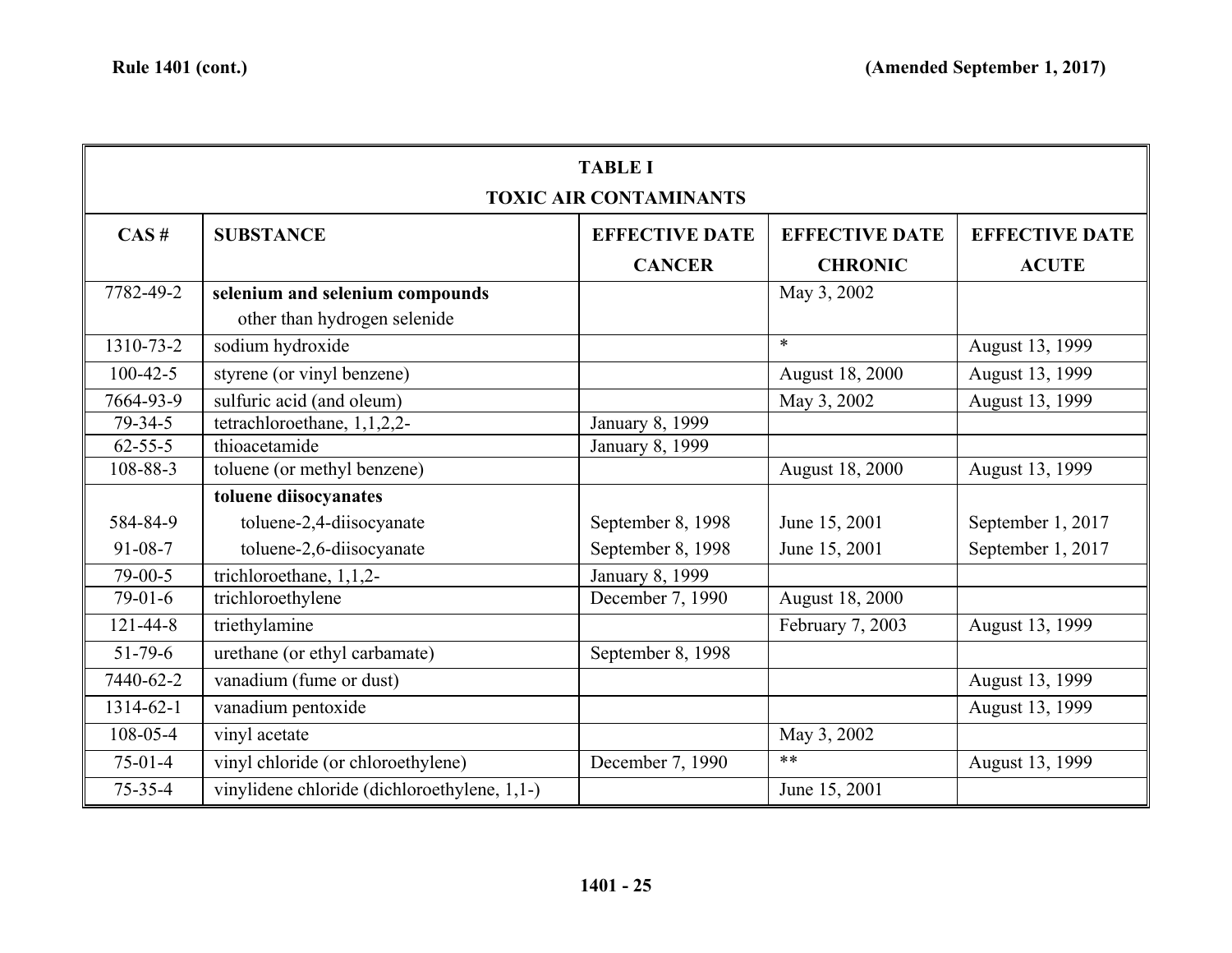| TABLE I TOXIC AIR CONTAMINANTS | | | | |
|---|---|---|---|---|
| **CAS #** | **SUBSTANCE** | **EFFECTIVE DATE CANCER** | **EFFECTIVE DATE CHRONIC** | **EFFECTIVE DATE ACUTE** |
| 7782-49-2 | **selenium and selenium compounds** other than hydrogen selenide | | May 3, 2002 | |
| 1310-73-2 | sodium hydroxide | | * | August 13, 1999 |
| 100-42-5 | styrene (or vinyl benzene) | | August 18, 2000 | August 13, 1999 |
| 7664-93-9 | sulfuric acid (and oleum) | | May 3, 2002 | August 13, 1999 |
| 79-34-5 | tetrachloroethane, 1,1,2,2- | January 8, 1999 | | |
| 62-55-5 | thioacetamide | January 8, 1999 | | |
| 108-88-3 | toluene (or methyl benzene) | | August 18, 2000 | August 13, 1999 |
| | **toluene diisocyanates** | | | |
| 584-84-9 | toluene-2,4-diisocyanate | September 8, 1998 | June 15, 2001 | September 1, 2017 |
| 91-08-7 | toluene-2,6-diisocyanate | September 8, 1998 | June 15, 2001 | September 1, 2017 |
| 79-00-5 | trichloroethane, 1,1,2- | January 8, 1999 | | |
| 79-01-6 | trichloroethylene | December 7, 1990 | August 18, 2000 | |
| 121-44-8 | triethylamine | | February 7, 2003 | August 13, 1999 |
| 51-79-6 | urethane (or ethyl carbamate) | September 8, 1998 | | |
| 7440-62-2 | vanadium (fume or dust) | | | August 13, 1999 |
| 1314-62-1 | vanadium pentoxide | | | August 13, 1999 |
| 108-05-4 | vinyl acetate | | May 3, 2002 | |
| 75-01-4 | vinyl chloride (or chloroethylene) | December 7, 1990 | ** | August 13, 1999 |
| 75-35-4 | vinylidene chloride (dichloroethylene, 1,1-) | | June 15, 2001 | |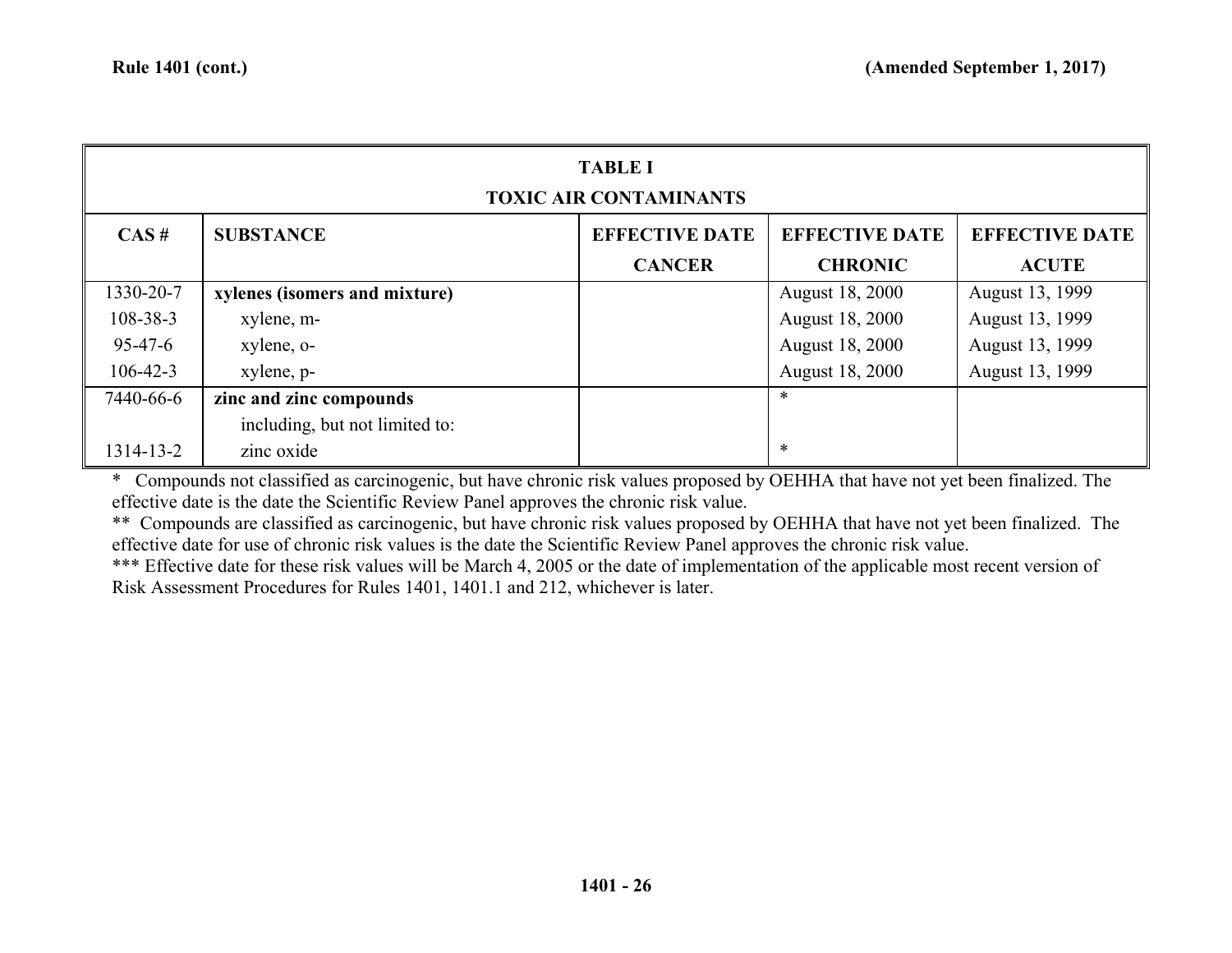| TABLE I TOXIC AIR CONTAMINANTS | | | | |
|---|---|---|---|---|
| CAS # | SUBSTANCE | EFFECTIVE DATE CANCER | EFFECTIVE DATE CHRONIC | EFFECTIVE DATE ACUTE |
| 1330-20-7 | **xylenes (isomers and mixture)** | | August 18, 2000 | August 13, 1999 |
| 108-38-3 | xylene, m- | | August 18, 2000 | August 13, 1999 |
| 95-47-6 | xylene, o- | | August 18, 2000 | August 13, 1999 |
| 106-42-3 | xylene, p- | | August 18, 2000 | August 13, 1999 |
| 7440-66-6 | **zinc and zinc compounds** | | * | |
| | including, but not limited to: | | | |
| 1314-13-2 | zinc oxide | | * | |

\* Compounds not classified as carcinogenic, but have chronic risk values proposed by OEHHA that have not yet been finalized. The effective date is the date the Scientific Review Panel approves the chronic risk value.

\** Compounds are classified as carcinogenic, but have chronic risk values proposed by OEHHA that have not yet been finalized. The effective date for use of chronic risk values is the date the Scientific Review Panel approves the chronic risk value.

\*** Effective date for these risk values will be March 4, 2005 or the date of implementation of the applicable most recent version of Risk Assessment Procedures for Rules 1401, 1401.1 and 212, whichever is later.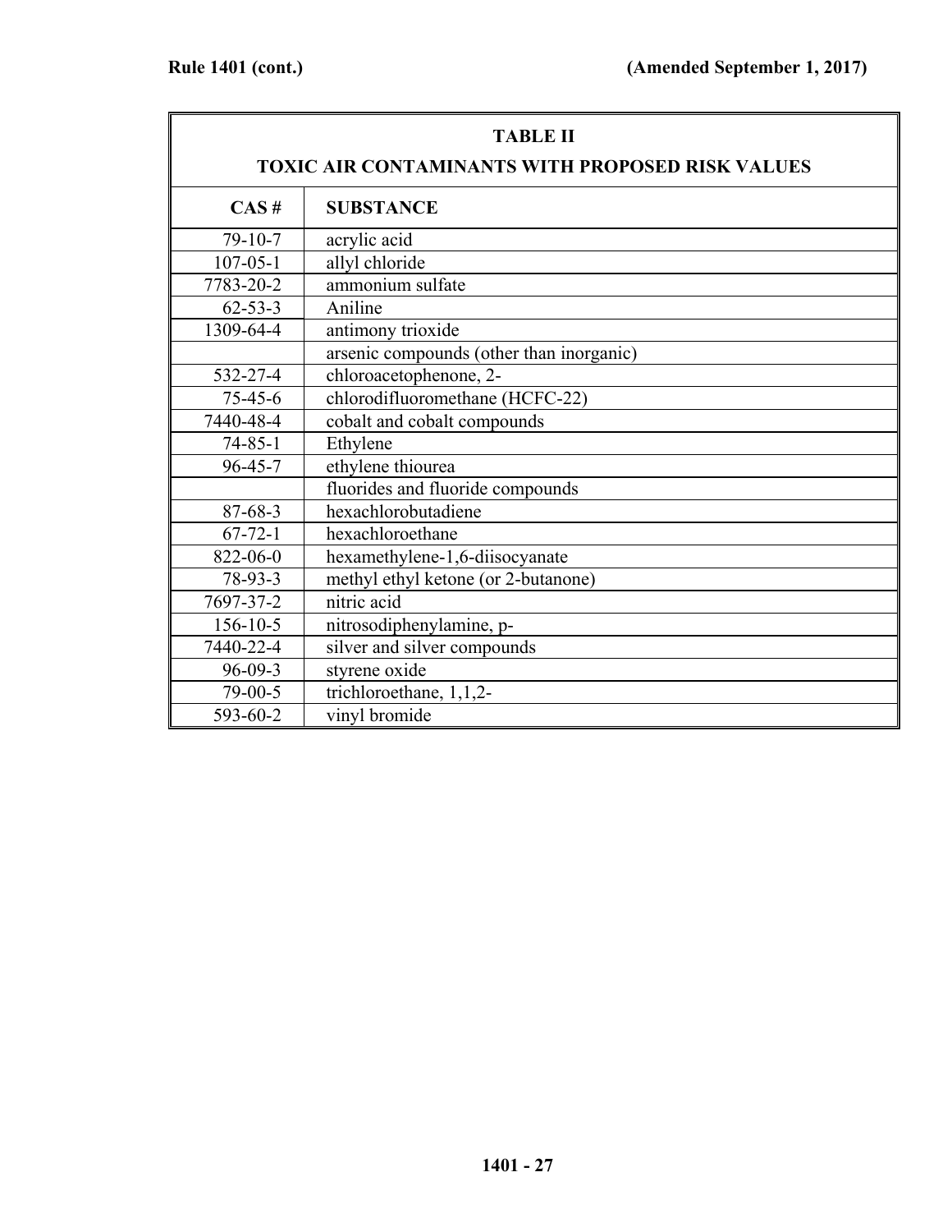**TABLE II**

**TOXIC AIR CONTAMINANTS WITH PROPOSED RISK VALUES**

| CAS # | SUBSTANCE |
|---|---|
| 79-10-7 | acrylic acid |
| 107-05-1 | allyl chloride |
| 7783-20-2 | ammonium sulfate |
| 62-53-3 | Aniline |
| 1309-64-4 | antimony trioxide |
| | arsenic compounds (other than inorganic) |
| 532-27-4 | chloroacetophenone, 2- |
| 75-45-6 | chlorodifluoromethane (HCFC-22) |
| 7440-48-4 | cobalt and cobalt compounds |
| 74-85-1 | Ethylene |
| 96-45-7 | ethylene thiourea |
| | fluorides and fluoride compounds |
| 87-68-3 | hexachlorobutadiene |
| 67-72-1 | hexachloroethane |
| 822-06-0 | hexamethylene-1,6-diisocyanate |
| 78-93-3 | methyl ethyl ketone (or 2-butanone) |
| 7697-37-2 | nitric acid |
| 156-10-5 | nitrosodiphenylamine, p- |
| 7440-22-4 | silver and silver compounds |
| 96-09-3 | styrene oxide |
| 79-00-5 | trichloroethane, 1,1,2- |
| 593-60-2 | vinyl bromide |